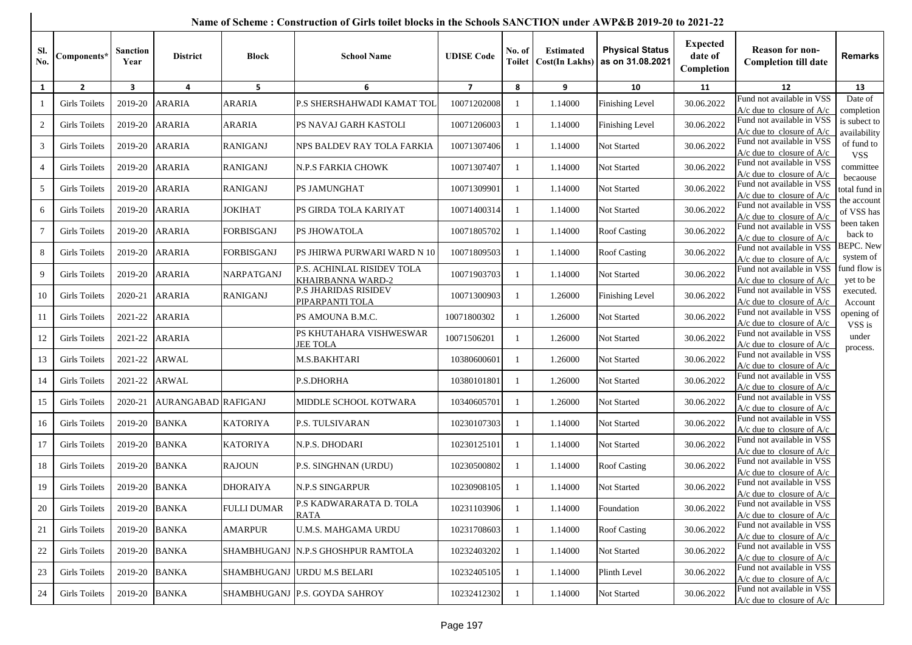# Name of Scheme : Construction of Girls toilet blocks in the Schools SANCTION under AWP&B 2019-20 to 2021-22

| Sl. No. | Components* | Sanction Year | District | Block | School Name | UDISE Code | No. of Toilet | Estimated Cost(In Lakhs) | Physical Status as on 31.08.2021 | Expected date of Completion | Reason for non-Completion till date | Remarks |
|---|---|---|---|---|---|---|---|---|---|---|---|---|
| 1 | 2 | 3 | 4 | 5 | 6 | 7 | 8 | 9 | 10 | 11 | 12 | 13 |
| 1 | Girls Toilets | 2019-20 | ARARIA | ARARIA | P.S SHERSHAHWADI KAMAT TOL | 10071202008 | 1 | 1.14000 | Finishing Level | 30.06.2022 | Fund not available in VSS A/c due to closure of A/c | Date of completion is subject to availability of fund to VSS committee becaouse total fund in the account of VSS has been taken back to BEPC. New system of fund flow is yet to be executed. Account opening of VSS is under process. |
| 2 | Girls Toilets | 2019-20 | ARARIA | ARARIA | PS NAVAJ GARH KASTOLI | 10071206003 | 1 | 1.14000 | Finishing Level | 30.06.2022 | Fund not available in VSS A/c due to closure of A/c | |
| 3 | Girls Toilets | 2019-20 | ARARIA | RANIGANJ | NPS BALDEV RAY TOLA FARKIA | 10071307406 | 1 | 1.14000 | Not Started | 30.06.2022 | Fund not available in VSS A/c due to closure of A/c | |
| 4 | Girls Toilets | 2019-20 | ARARIA | RANIGANJ | N.P.S FARKIA CHOWK | 10071307407 | 1 | 1.14000 | Not Started | 30.06.2022 | Fund not available in VSS A/c due to closure of A/c | |
| 5 | Girls Toilets | 2019-20 | ARARIA | RANIGANJ | PS JAMUNGHAT | 10071309901 | 1 | 1.14000 | Not Started | 30.06.2022 | Fund not available in VSS A/c due to closure of A/c | |
| 6 | Girls Toilets | 2019-20 | ARARIA | JOKIHAT | PS GIRDA TOLA KARIYAT | 10071400314 | 1 | 1.14000 | Not Started | 30.06.2022 | Fund not available in VSS A/c due to closure of A/c | |
| 7 | Girls Toilets | 2019-20 | ARARIA | FORBISGANJ | PS JHOWATOLA | 10071805702 | 1 | 1.14000 | Roof Casting | 30.06.2022 | Fund not available in VSS A/c due to closure of A/c | |
| 8 | Girls Toilets | 2019-20 | ARARIA | FORBISGANJ | PS JHIRWA PURWARI WARD N 10 | 10071809503 | 1 | 1.14000 | Roof Casting | 30.06.2022 | Fund not available in VSS A/c due to closure of A/c | |
| 9 | Girls Toilets | 2019-20 | ARARIA | NARPATGANJ | P.S. ACHINLAL RISIDEV TOLA KHAIRBANNA WARD-2 | 10071903703 | 1 | 1.14000 | Not Started | 30.06.2022 | Fund not available in VSS A/c due to closure of A/c | |
| 10 | Girls Toilets | 2020-21 | ARARIA | RANIGANJ | P.S JHARIDAS RISIDEV PIPARPANTI TOLA | 10071300903 | 1 | 1.26000 | Finishing Level | 30.06.2022 | Fund not available in VSS A/c due to closure of A/c | |
| 11 | Girls Toilets | 2021-22 | ARARIA | | PS AMOUNA B.M.C. | 10071800302 | 1 | 1.26000 | Not Started | 30.06.2022 | Fund not available in VSS A/c due to closure of A/c | |
| 12 | Girls Toilets | 2021-22 | ARARIA | | PS KHUTAHARA VISHWESWAR JEE TOLA | 10071506201 | 1 | 1.26000 | Not Started | 30.06.2022 | Fund not available in VSS A/c due to closure of A/c | |
| 13 | Girls Toilets | 2021-22 | ARWAL | | M.S.BAKHTARI | 10380600601 | 1 | 1.26000 | Not Started | 30.06.2022 | Fund not available in VSS A/c due to closure of A/c | |
| 14 | Girls Toilets | 2021-22 | ARWAL | | P.S.DHORHA | 10380101801 | 1 | 1.26000 | Not Started | 30.06.2022 | Fund not available in VSS A/c due to closure of A/c | |
| 15 | Girls Toilets | 2020-21 | AURANGABAD | RAFIGANJ | MIDDLE SCHOOL KOTWARA | 10340605701 | 1 | 1.26000 | Not Started | 30.06.2022 | Fund not available in VSS A/c due to closure of A/c | |
| 16 | Girls Toilets | 2019-20 | BANKA | KATORIYA | P.S. TULSIVARAN | 10230107303 | 1 | 1.14000 | Not Started | 30.06.2022 | Fund not available in VSS A/c due to closure of A/c | |
| 17 | Girls Toilets | 2019-20 | BANKA | KATORIYA | N.P.S. DHODARI | 10230125101 | 1 | 1.14000 | Not Started | 30.06.2022 | Fund not available in VSS A/c due to closure of A/c | |
| 18 | Girls Toilets | 2019-20 | BANKA | RAJOUN | P.S. SINGHNAN (URDU) | 10230500802 | 1 | 1.14000 | Roof Casting | 30.06.2022 | Fund not available in VSS A/c due to closure of A/c | |
| 19 | Girls Toilets | 2019-20 | BANKA | DHORAIYA | N.P.S SINGARPUR | 10230908105 | 1 | 1.14000 | Not Started | 30.06.2022 | Fund not available in VSS A/c due to closure of A/c | |
| 20 | Girls Toilets | 2019-20 | BANKA | FULLI DUMAR | P.S KADWARARATA D. TOLA RATA | 10231103906 | 1 | 1.14000 | Foundation | 30.06.2022 | Fund not available in VSS A/c due to closure of A/c | |
| 21 | Girls Toilets | 2019-20 | BANKA | AMARPUR | U.M.S. MAHGAMA URDU | 10231708603 | 1 | 1.14000 | Roof Casting | 30.06.2022 | Fund not available in VSS A/c due to closure of A/c | |
| 22 | Girls Toilets | 2019-20 | BANKA | SHAMBHUGANJ | N.P.S GHOSHPUR RAMTOLA | 10232403202 | 1 | 1.14000 | Not Started | 30.06.2022 | Fund not available in VSS A/c due to closure of A/c | |
| 23 | Girls Toilets | 2019-20 | BANKA | SHAMBHUGANJ | URDU M.S BELARI | 10232405105 | 1 | 1.14000 | Plinth Level | 30.06.2022 | Fund not available in VSS A/c due to closure of A/c | |
| 24 | Girls Toilets | 2019-20 | BANKA | SHAMBHUGANJ | P.S. GOYDA SAHROY | 10232412302 | 1 | 1.14000 | Not Started | 30.06.2022 | Fund not available in VSS A/c due to closure of A/c | |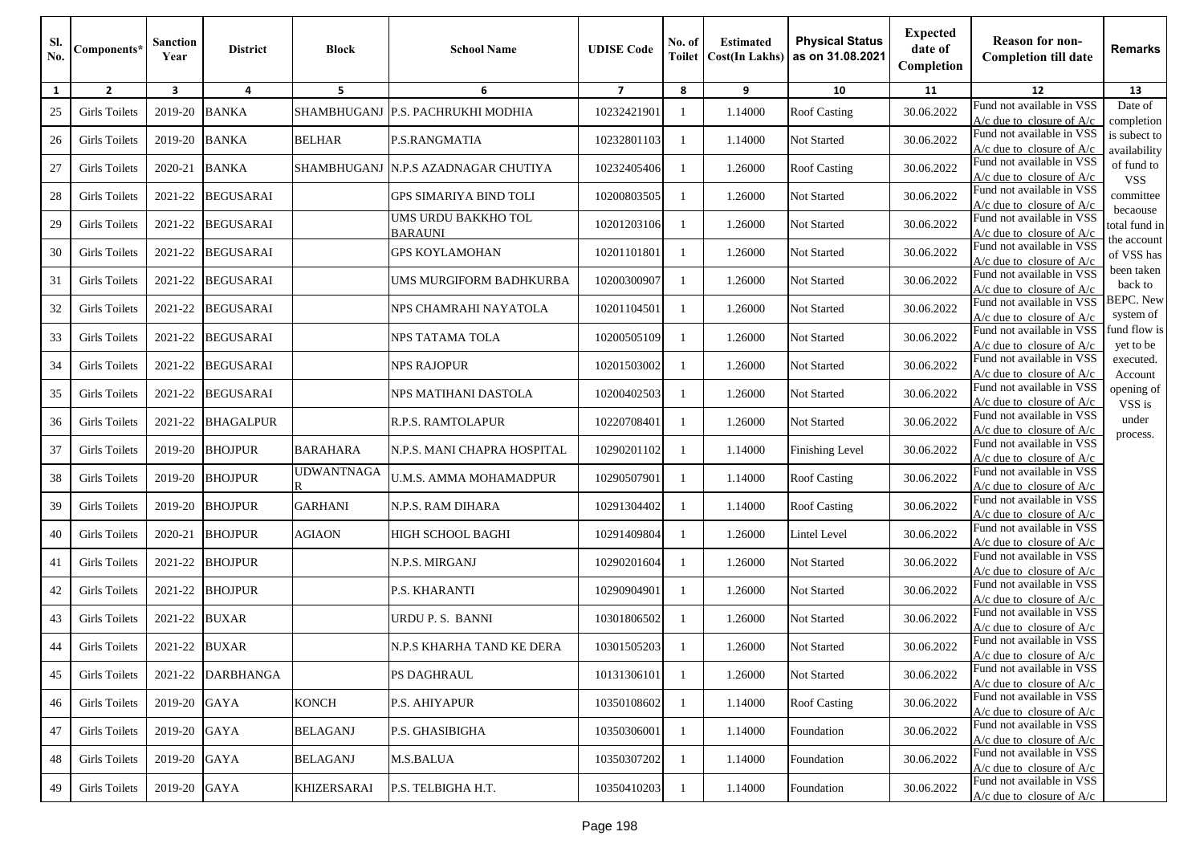| Sl. No. | Components* | Sanction Year | District | Block | School Name | UDISE Code | No. of Toilet | Estimated Cost(In Lakhs) | Physical Status as on 31.08.2021 | Expected date of Completion | Reason for non-Completion till date | Remarks |
|---|---|---|---|---|---|---|---|---|---|---|---|---|
| 1 | 2 | 3 | 4 | 5 | 6 | 7 | 8 | 9 | 10 | 11 | 12 | 13 |
| 25 | Girls Toilets | 2019-20 | BANKA | SHAMBHUGANJ | P.S. PACHRUKHI MODHIA | 10232421901 | 1 | 1.14000 | Roof Casting | 30.06.2022 | Fund not available in VSS A/c due to closure of A/c | Date of completion is subject to availability of fund to VSS committee becaouse total fund in the account of VSS has been taken back to BEPC. New system of fund flow is yet to be executed. Account opening of VSS is under process. |
| 26 | Girls Toilets | 2019-20 | BANKA | BELHAR | P.S.RANGMATIA | 10232801103 | 1 | 1.14000 | Not Started | 30.06.2022 | Fund not available in VSS A/c due to closure of A/c | |
| 27 | Girls Toilets | 2020-21 | BANKA | SHAMBHUGANJ | N.P.S AZADNAGAR CHUTIYA | 10232405406 | 1 | 1.26000 | Roof Casting | 30.06.2022 | Fund not available in VSS A/c due to closure of A/c | |
| 28 | Girls Toilets | 2021-22 | BEGUSARAI | | GPS SIMARIYA BIND TOLI | 10200803505 | 1 | 1.26000 | Not Started | 30.06.2022 | Fund not available in VSS A/c due to closure of A/c | |
| 29 | Girls Toilets | 2021-22 | BEGUSARAI | | UMS URDU BAKKHO TOL BARAUNI | 10201203106 | 1 | 1.26000 | Not Started | 30.06.2022 | Fund not available in VSS A/c due to closure of A/c | |
| 30 | Girls Toilets | 2021-22 | BEGUSARAI | | GPS KOYLAMOHAN | 10201101801 | 1 | 1.26000 | Not Started | 30.06.2022 | Fund not available in VSS A/c due to closure of A/c | |
| 31 | Girls Toilets | 2021-22 | BEGUSARAI | | UMS MURGIFORM BADHKURBA | 10200300907 | 1 | 1.26000 | Not Started | 30.06.2022 | Fund not available in VSS A/c due to closure of A/c | |
| 32 | Girls Toilets | 2021-22 | BEGUSARAI | | NPS CHAMRAHI NAYATOLA | 10201104501 | 1 | 1.26000 | Not Started | 30.06.2022 | Fund not available in VSS A/c due to closure of A/c | |
| 33 | Girls Toilets | 2021-22 | BEGUSARAI | | NPS TATAMA TOLA | 10200505109 | 1 | 1.26000 | Not Started | 30.06.2022 | Fund not available in VSS A/c due to closure of A/c | |
| 34 | Girls Toilets | 2021-22 | BEGUSARAI | | NPS RAJOPUR | 10201503002 | 1 | 1.26000 | Not Started | 30.06.2022 | Fund not available in VSS A/c due to closure of A/c | |
| 35 | Girls Toilets | 2021-22 | BEGUSARAI | | NPS MATIHANI DASTOLA | 10200402503 | 1 | 1.26000 | Not Started | 30.06.2022 | Fund not available in VSS A/c due to closure of A/c | |
| 36 | Girls Toilets | 2021-22 | BHAGALPUR | | R.P.S. RAMTOLAPUR | 10220708401 | 1 | 1.26000 | Not Started | 30.06.2022 | Fund not available in VSS A/c due to closure of A/c | |
| 37 | Girls Toilets | 2019-20 | BHOJPUR | BARAHARA | N.P.S. MANI CHAPRA HOSPITAL | 10290201102 | 1 | 1.14000 | Finishing Level | 30.06.2022 | Fund not available in VSS A/c due to closure of A/c | |
| 38 | Girls Toilets | 2019-20 | BHOJPUR | UDWANTNAGAR | U.M.S. AMMA MOHAMADPUR | 10290507901 | 1 | 1.14000 | Roof Casting | 30.06.2022 | Fund not available in VSS A/c due to closure of A/c | |
| 39 | Girls Toilets | 2019-20 | BHOJPUR | GARHANI | N.P.S. RAM DIHARA | 10291304402 | 1 | 1.14000 | Roof Casting | 30.06.2022 | Fund not available in VSS A/c due to closure of A/c | |
| 40 | Girls Toilets | 2020-21 | BHOJPUR | AGIAON | HIGH SCHOOL BAGHI | 10291409804 | 1 | 1.26000 | Lintel Level | 30.06.2022 | Fund not available in VSS A/c due to closure of A/c | |
| 41 | Girls Toilets | 2021-22 | BHOJPUR | | N.P.S. MIRGANJ | 10290201604 | 1 | 1.26000 | Not Started | 30.06.2022 | Fund not available in VSS A/c due to closure of A/c | |
| 42 | Girls Toilets | 2021-22 | BHOJPUR | | P.S. KHARANTI | 10290904901 | 1 | 1.26000 | Not Started | 30.06.2022 | Fund not available in VSS A/c due to closure of A/c | |
| 43 | Girls Toilets | 2021-22 | BUXAR | | URDU P. S. BANNI | 10301806502 | 1 | 1.26000 | Not Started | 30.06.2022 | Fund not available in VSS A/c due to closure of A/c | |
| 44 | Girls Toilets | 2021-22 | BUXAR | | N.P.S KHARHA TAND KE DERA | 10301505203 | 1 | 1.26000 | Not Started | 30.06.2022 | Fund not available in VSS A/c due to closure of A/c | |
| 45 | Girls Toilets | 2021-22 | DARBHANGA | | PS DAGHRAUL | 10131306101 | 1 | 1.26000 | Not Started | 30.06.2022 | Fund not available in VSS A/c due to closure of A/c | |
| 46 | Girls Toilets | 2019-20 | GAYA | KONCH | P.S. AHIYAPUR | 10350108602 | 1 | 1.14000 | Roof Casting | 30.06.2022 | Fund not available in VSS A/c due to closure of A/c | |
| 47 | Girls Toilets | 2019-20 | GAYA | BELAGANJ | P.S. GHASIBIGHA | 10350306001 | 1 | 1.14000 | Foundation | 30.06.2022 | Fund not available in VSS A/c due to closure of A/c | |
| 48 | Girls Toilets | 2019-20 | GAYA | BELAGANJ | M.S.BALUA | 10350307202 | 1 | 1.14000 | Foundation | 30.06.2022 | Fund not available in VSS A/c due to closure of A/c | |
| 49 | Girls Toilets | 2019-20 | GAYA | KHIZERSARAI | P.S. TELBIGHA H.T. | 10350410203 | 1 | 1.14000 | Foundation | 30.06.2022 | Fund not available in VSS A/c due to closure of A/c | |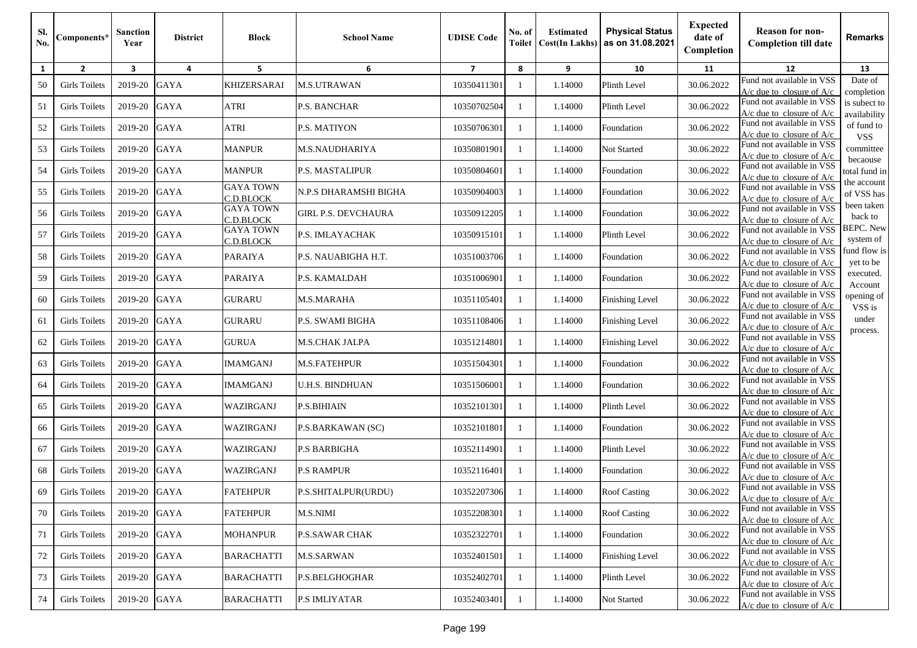| Sl. No. | Components* | Sanction Year | District | Block | School Name | UDISE Code | No. of Toilet | Estimated Cost(In Lakhs) | Physical Status as on 31.08.2021 | Expected date of Completion | Reason for non-Completion till date | Remarks |
|---|---|---|---|---|---|---|---|---|---|---|---|---|
| 1 | 2 | 3 | 4 | 5 | 6 | 7 | 8 | 9 | 10 | 11 | 12 | 13 |
| 50 | Girls Toilets | 2019-20 | GAYA | KHIZERSARAI | M.S.UTRAWAN | 10350411301 | 1 | 1.14000 | Plinth Level | 30.06.2022 | Fund not available in VSS A/c due to closure of A/c | Date of completion is subject to availability of fund to VSS committee becaouse total fund in the account of VSS has been taken back to BEPC. New system of fund flow is yet to be executed. Account opening of VSS is under process. |
| 51 | Girls Toilets | 2019-20 | GAYA | ATRI | P.S. BANCHAR | 10350702504 | 1 | 1.14000 | Plinth Level | 30.06.2022 | Fund not available in VSS A/c due to closure of A/c | |
| 52 | Girls Toilets | 2019-20 | GAYA | ATRI | P.S. MATIYON | 10350706301 | 1 | 1.14000 | Foundation | 30.06.2022 | Fund not available in VSS A/c due to closure of A/c | |
| 53 | Girls Toilets | 2019-20 | GAYA | MANPUR | M.S.NAUDHARIYA | 10350801901 | 1 | 1.14000 | Not Started | 30.06.2022 | Fund not available in VSS A/c due to closure of A/c | |
| 54 | Girls Toilets | 2019-20 | GAYA | MANPUR | P.S. MASTALIPUR | 10350804601 | 1 | 1.14000 | Foundation | 30.06.2022 | Fund not available in VSS A/c due to closure of A/c | |
| 55 | Girls Toilets | 2019-20 | GAYA | GAYA TOWN C.D.BLOCK | N.P.S DHARAMSHI BIGHA | 10350904003 | 1 | 1.14000 | Foundation | 30.06.2022 | Fund not available in VSS A/c due to closure of A/c | |
| 56 | Girls Toilets | 2019-20 | GAYA | GAYA TOWN C.D.BLOCK | GIRL P.S. DEVCHAURA | 10350912205 | 1 | 1.14000 | Foundation | 30.06.2022 | Fund not available in VSS A/c due to closure of A/c | |
| 57 | Girls Toilets | 2019-20 | GAYA | GAYA TOWN C.D.BLOCK | P.S. IMLAYACHAK | 10350915101 | 1 | 1.14000 | Plinth Level | 30.06.2022 | Fund not available in VSS A/c due to closure of A/c | |
| 58 | Girls Toilets | 2019-20 | GAYA | PARAIYA | P.S. NAUABIGHA H.T. | 10351003706 | 1 | 1.14000 | Foundation | 30.06.2022 | Fund not available in VSS A/c due to closure of A/c | |
| 59 | Girls Toilets | 2019-20 | GAYA | PARAIYA | P.S. KAMALDAH | 10351006901 | 1 | 1.14000 | Foundation | 30.06.2022 | Fund not available in VSS A/c due to closure of A/c | |
| 60 | Girls Toilets | 2019-20 | GAYA | GURARU | M.S.MARAHA | 10351105401 | 1 | 1.14000 | Finishing Level | 30.06.2022 | Fund not available in VSS A/c due to closure of A/c | |
| 61 | Girls Toilets | 2019-20 | GAYA | GURARU | P.S. SWAMI BIGHA | 10351108406 | 1 | 1.14000 | Finishing Level | 30.06.2022 | Fund not available in VSS A/c due to closure of A/c | |
| 62 | Girls Toilets | 2019-20 | GAYA | GURUA | M.S.CHAK JALPA | 10351214801 | 1 | 1.14000 | Finishing Level | 30.06.2022 | Fund not available in VSS A/c due to closure of A/c | |
| 63 | Girls Toilets | 2019-20 | GAYA | IMAMGANJ | M.S.FATEHPUR | 10351504301 | 1 | 1.14000 | Foundation | 30.06.2022 | Fund not available in VSS A/c due to closure of A/c | |
| 64 | Girls Toilets | 2019-20 | GAYA | IMAMGANJ | U.H.S. BINDHUAN | 10351506001 | 1 | 1.14000 | Foundation | 30.06.2022 | Fund not available in VSS A/c due to closure of A/c | |
| 65 | Girls Toilets | 2019-20 | GAYA | WAZIRGANJ | P.S.BIHIAIN | 10352101301 | 1 | 1.14000 | Plinth Level | 30.06.2022 | Fund not available in VSS A/c due to closure of A/c | |
| 66 | Girls Toilets | 2019-20 | GAYA | WAZIRGANJ | P.S.BARKAWAN (SC) | 10352101801 | 1 | 1.14000 | Foundation | 30.06.2022 | Fund not available in VSS A/c due to closure of A/c | |
| 67 | Girls Toilets | 2019-20 | GAYA | WAZIRGANJ | P.S BARBIGHA | 10352114901 | 1 | 1.14000 | Plinth Level | 30.06.2022 | Fund not available in VSS A/c due to closure of A/c | |
| 68 | Girls Toilets | 2019-20 | GAYA | WAZIRGANJ | P.S RAMPUR | 10352116401 | 1 | 1.14000 | Foundation | 30.06.2022 | Fund not available in VSS A/c due to closure of A/c | |
| 69 | Girls Toilets | 2019-20 | GAYA | FATEHPUR | P.S.SHITALPUR(URDU) | 10352207306 | 1 | 1.14000 | Roof Casting | 30.06.2022 | Fund not available in VSS A/c due to closure of A/c | |
| 70 | Girls Toilets | 2019-20 | GAYA | FATEHPUR | M.S.NIMI | 10352208301 | 1 | 1.14000 | Roof Casting | 30.06.2022 | Fund not available in VSS A/c due to closure of A/c | |
| 71 | Girls Toilets | 2019-20 | GAYA | MOHANPUR | P.S.SAWAR CHAK | 10352322701 | 1 | 1.14000 | Foundation | 30.06.2022 | Fund not available in VSS A/c due to closure of A/c | |
| 72 | Girls Toilets | 2019-20 | GAYA | BARACHATTI | M.S.SARWAN | 10352401501 | 1 | 1.14000 | Finishing Level | 30.06.2022 | Fund not available in VSS A/c due to closure of A/c | |
| 73 | Girls Toilets | 2019-20 | GAYA | BARACHATTI | P.S.BELGHOGHAR | 10352402701 | 1 | 1.14000 | Plinth Level | 30.06.2022 | Fund not available in VSS A/c due to closure of A/c | |
| 74 | Girls Toilets | 2019-20 | GAYA | BARACHATTI | P.S IMLIYATAR | 10352403401 | 1 | 1.14000 | Not Started | 30.06.2022 | Fund not available in VSS A/c due to closure of A/c | |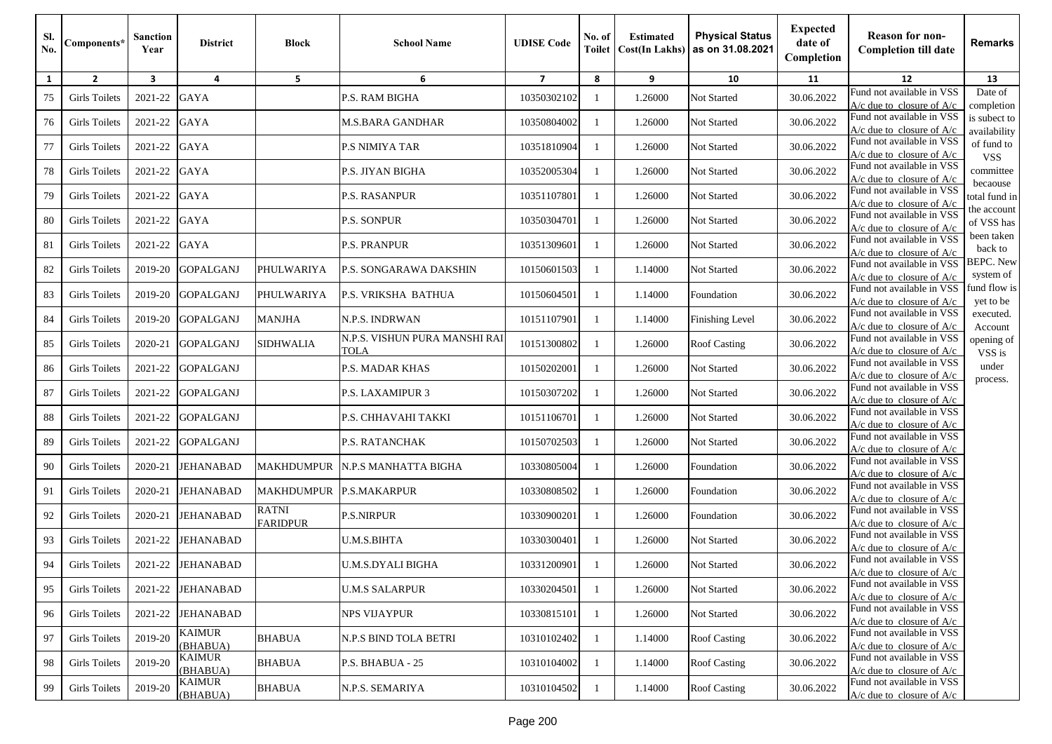| Sl. No. | Components* | Sanction Year | District | Block | School Name | UDISE Code | No. of Toilet | Estimated Cost(In Lakhs) | Physical Status as on 31.08.2021 | Expected date of Completion | Reason for non-Completion till date | Remarks |
|---|---|---|---|---|---|---|---|---|---|---|---|---|
| 1 | 2 | 3 | 4 | 5 | 6 | 7 | 8 | 9 | 10 | 11 | 12 | 13 |
| 75 | Girls Toilets | 2021-22 | GAYA | | P.S. RAM BIGHA | 10350302102 | 1 | 1.26000 | Not Started | 30.06.2022 | Fund not available in VSS A/c due to closure of A/c | Date of completion is subject to availability of fund to VSS committee becaouse total fund in the account of VSS has been taken back to BEPC. New system of fund flow is yet to be executed. Account opening of VSS is under process. |
| 76 | Girls Toilets | 2021-22 | GAYA | | M.S.BARA GANDHAR | 10350804002 | 1 | 1.26000 | Not Started | 30.06.2022 | Fund not available in VSS A/c due to closure of A/c | |
| 77 | Girls Toilets | 2021-22 | GAYA | | P.S NIMIYA TAR | 10351810904 | 1 | 1.26000 | Not Started | 30.06.2022 | Fund not available in VSS A/c due to closure of A/c | |
| 78 | Girls Toilets | 2021-22 | GAYA | | P.S. JIYAN BIGHA | 10352005304 | 1 | 1.26000 | Not Started | 30.06.2022 | Fund not available in VSS A/c due to closure of A/c | |
| 79 | Girls Toilets | 2021-22 | GAYA | | P.S. RASANPUR | 10351107801 | 1 | 1.26000 | Not Started | 30.06.2022 | Fund not available in VSS A/c due to closure of A/c | |
| 80 | Girls Toilets | 2021-22 | GAYA | | P.S. SONPUR | 10350304701 | 1 | 1.26000 | Not Started | 30.06.2022 | Fund not available in VSS A/c due to closure of A/c | |
| 81 | Girls Toilets | 2021-22 | GAYA | | P.S. PRANPUR | 10351309601 | 1 | 1.26000 | Not Started | 30.06.2022 | Fund not available in VSS A/c due to closure of A/c | |
| 82 | Girls Toilets | 2019-20 | GOPALGANJ | PHULWARIYA | P.S. SONGARAWA DAKSHIN | 10150601503 | 1 | 1.14000 | Not Started | 30.06.2022 | Fund not available in VSS A/c due to closure of A/c | |
| 83 | Girls Toilets | 2019-20 | GOPALGANJ | PHULWARIYA | P.S. VRIKSHA BATHUA | 10150604501 | 1 | 1.14000 | Foundation | 30.06.2022 | Fund not available in VSS A/c due to closure of A/c | |
| 84 | Girls Toilets | 2019-20 | GOPALGANJ | MANJHA | N.P.S. INDRWAN | 10151107901 | 1 | 1.14000 | Finishing Level | 30.06.2022 | Fund not available in VSS A/c due to closure of A/c | |
| 85 | Girls Toilets | 2020-21 | GOPALGANJ | SIDHWALIA | N.P.S. VISHUN PURA MANSHI RAI TOLA | 10151300802 | 1 | 1.26000 | Roof Casting | 30.06.2022 | Fund not available in VSS A/c due to closure of A/c | |
| 86 | Girls Toilets | 2021-22 | GOPALGANJ | | P.S. MADAR KHAS | 10150202001 | 1 | 1.26000 | Not Started | 30.06.2022 | Fund not available in VSS A/c due to closure of A/c | |
| 87 | Girls Toilets | 2021-22 | GOPALGANJ | | P.S. LAXAMIPUR 3 | 10150307202 | 1 | 1.26000 | Not Started | 30.06.2022 | Fund not available in VSS A/c due to closure of A/c | |
| 88 | Girls Toilets | 2021-22 | GOPALGANJ | | P.S. CHHAVAHI TAKKI | 10151106701 | 1 | 1.26000 | Not Started | 30.06.2022 | Fund not available in VSS A/c due to closure of A/c | |
| 89 | Girls Toilets | 2021-22 | GOPALGANJ | | P.S. RATANCHAK | 10150702503 | 1 | 1.26000 | Not Started | 30.06.2022 | Fund not available in VSS A/c due to closure of A/c | |
| 90 | Girls Toilets | 2020-21 | JEHANABAD | MAKHDUMPUR | N.P.S MANHATTA BIGHA | 10330805004 | 1 | 1.26000 | Foundation | 30.06.2022 | Fund not available in VSS A/c due to closure of A/c | |
| 91 | Girls Toilets | 2020-21 | JEHANABAD | MAKHDUMPUR | P.S.MAKARPUR | 10330808502 | 1 | 1.26000 | Foundation | 30.06.2022 | Fund not available in VSS A/c due to closure of A/c | |
| 92 | Girls Toilets | 2020-21 | JEHANABAD | RATNI FARIDPUR | P.S.NIRPUR | 10330900201 | 1 | 1.26000 | Foundation | 30.06.2022 | Fund not available in VSS A/c due to closure of A/c | |
| 93 | Girls Toilets | 2021-22 | JEHANABAD | | U.M.S.BIHTA | 10330300401 | 1 | 1.26000 | Not Started | 30.06.2022 | Fund not available in VSS A/c due to closure of A/c | |
| 94 | Girls Toilets | 2021-22 | JEHANABAD | | U.M.S.DYALI BIGHA | 10331200901 | 1 | 1.26000 | Not Started | 30.06.2022 | Fund not available in VSS A/c due to closure of A/c | |
| 95 | Girls Toilets | 2021-22 | JEHANABAD | | U.M.S SALARPUR | 10330204501 | 1 | 1.26000 | Not Started | 30.06.2022 | Fund not available in VSS A/c due to closure of A/c | |
| 96 | Girls Toilets | 2021-22 | JEHANABAD | | NPS VIJAYPUR | 10330815101 | 1 | 1.26000 | Not Started | 30.06.2022 | Fund not available in VSS A/c due to closure of A/c | |
| 97 | Girls Toilets | 2019-20 | KAIMUR (BHABUA) | BHABUA | N.P.S BIND TOLA BETRI | 10310102402 | 1 | 1.14000 | Roof Casting | 30.06.2022 | Fund not available in VSS A/c due to closure of A/c | |
| 98 | Girls Toilets | 2019-20 | KAIMUR (BHABUA) | BHABUA | P.S. BHABUA - 25 | 10310104002 | 1 | 1.14000 | Roof Casting | 30.06.2022 | Fund not available in VSS A/c due to closure of A/c | |
| 99 | Girls Toilets | 2019-20 | KAIMUR (BHABUA) | BHABUA | N.P.S. SEMARIYA | 10310104502 | 1 | 1.14000 | Roof Casting | 30.06.2022 | Fund not available in VSS A/c due to closure of A/c | |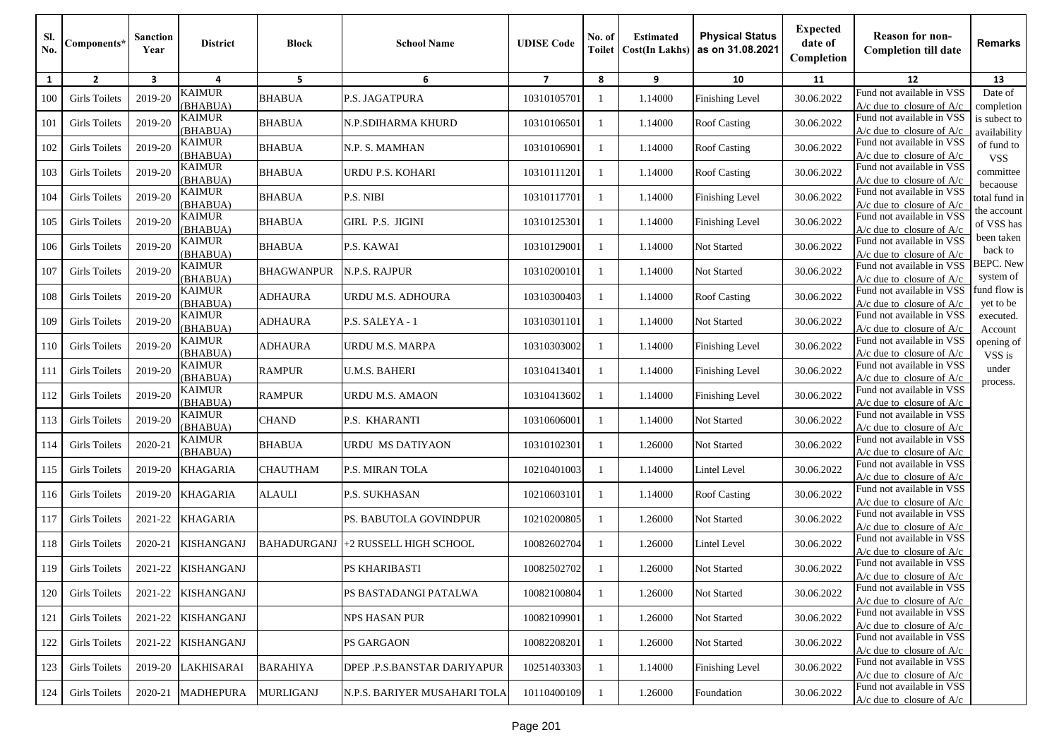| Sl. No. | Components* | Sanction Year | District | Block | School Name | UDISE Code | No. of Toilet | Estimated Cost(In Lakhs) | Physical Status as on 31.08.2021 | Expected date of Completion | Reason for non-Completion till date | Remarks |
|---|---|---|---|---|---|---|---|---|---|---|---|---|
| 1 | 2 | 3 | 4 | 5 | 6 | 7 | 8 | 9 | 10 | 11 | 12 | 13 |
| 100 | Girls Toilets | 2019-20 | KAIMUR (BHABUA) | BHABUA | P.S. JAGATPURA | 10310105701 | 1 | 1.14000 | Finishing Level | 30.06.2022 | Fund not available in VSS A/c due to closure of A/c | Date of completion is subject to availability of fund to VSS committee becaouse total fund in the account of VSS has been taken back to BEPC. New system of fund flow is yet to be executed. Account opening of VSS is under process. |
| 101 | Girls Toilets | 2019-20 | KAIMUR (BHABUA) | BHABUA | N.P.SDIHARMA KHURD | 10310106501 | 1 | 1.14000 | Roof Casting | 30.06.2022 | Fund not available in VSS A/c due to closure of A/c | |
| 102 | Girls Toilets | 2019-20 | KAIMUR (BHABUA) | BHABUA | N.P. S. MAMHAN | 10310106901 | 1 | 1.14000 | Roof Casting | 30.06.2022 | Fund not available in VSS A/c due to closure of A/c | |
| 103 | Girls Toilets | 2019-20 | KAIMUR (BHABUA) | BHABUA | URDU P.S. KOHARI | 10310111201 | 1 | 1.14000 | Roof Casting | 30.06.2022 | Fund not available in VSS A/c due to closure of A/c | |
| 104 | Girls Toilets | 2019-20 | KAIMUR (BHABUA) | BHABUA | P.S. NIBI | 10310117701 | 1 | 1.14000 | Finishing Level | 30.06.2022 | Fund not available in VSS A/c due to closure of A/c | |
| 105 | Girls Toilets | 2019-20 | KAIMUR (BHABUA) | BHABUA | GIRL P.S. JIGINI | 10310125301 | 1 | 1.14000 | Finishing Level | 30.06.2022 | Fund not available in VSS A/c due to closure of A/c | |
| 106 | Girls Toilets | 2019-20 | KAIMUR (BHABUA) | BHABUA | P.S. KAWAI | 10310129001 | 1 | 1.14000 | Not Started | 30.06.2022 | Fund not available in VSS A/c due to closure of A/c | |
| 107 | Girls Toilets | 2019-20 | KAIMUR (BHABUA) | BHAGWANPUR | N.P.S. RAJPUR | 10310200101 | 1 | 1.14000 | Not Started | 30.06.2022 | Fund not available in VSS A/c due to closure of A/c | |
| 108 | Girls Toilets | 2019-20 | KAIMUR (BHABUA) | ADHAURA | URDU M.S. ADHOURA | 10310300403 | 1 | 1.14000 | Roof Casting | 30.06.2022 | Fund not available in VSS A/c due to closure of A/c | |
| 109 | Girls Toilets | 2019-20 | KAIMUR (BHABUA) | ADHAURA | P.S. SALEYA - 1 | 10310301101 | 1 | 1.14000 | Not Started | 30.06.2022 | Fund not available in VSS A/c due to closure of A/c | |
| 110 | Girls Toilets | 2019-20 | KAIMUR (BHABUA) | ADHAURA | URDU M.S. MARPA | 10310303002 | 1 | 1.14000 | Finishing Level | 30.06.2022 | Fund not available in VSS A/c due to closure of A/c | |
| 111 | Girls Toilets | 2019-20 | KAIMUR (BHABUA) | RAMPUR | U.M.S. BAHERI | 10310413401 | 1 | 1.14000 | Finishing Level | 30.06.2022 | Fund not available in VSS A/c due to closure of A/c | |
| 112 | Girls Toilets | 2019-20 | KAIMUR (BHABUA) | RAMPUR | URDU M.S. AMAON | 10310413602 | 1 | 1.14000 | Finishing Level | 30.06.2022 | Fund not available in VSS A/c due to closure of A/c | |
| 113 | Girls Toilets | 2019-20 | KAIMUR (BHABUA) | CHAND | P.S. KHARANTI | 10310606001 | 1 | 1.14000 | Not Started | 30.06.2022 | Fund not available in VSS A/c due to closure of A/c | |
| 114 | Girls Toilets | 2020-21 | KAIMUR (BHABUA) | BHABUA | URDU MS DATIYAON | 10310102301 | 1 | 1.26000 | Not Started | 30.06.2022 | Fund not available in VSS A/c due to closure of A/c | |
| 115 | Girls Toilets | 2019-20 | KHAGARIA | CHAUTHAM | P.S. MIRAN TOLA | 10210401003 | 1 | 1.14000 | Lintel Level | 30.06.2022 | Fund not available in VSS A/c due to closure of A/c | |
| 116 | Girls Toilets | 2019-20 | KHAGARIA | ALAULI | P.S. SUKHASAN | 10210603101 | 1 | 1.14000 | Roof Casting | 30.06.2022 | Fund not available in VSS A/c due to closure of A/c | |
| 117 | Girls Toilets | 2021-22 | KHAGARIA | | PS. BABUTOLA GOVINDPUR | 10210200805 | 1 | 1.26000 | Not Started | 30.06.2022 | Fund not available in VSS A/c due to closure of A/c | |
| 118 | Girls Toilets | 2020-21 | KISHANGANJ | BAHADURGANJ | +2 RUSSELL HIGH SCHOOL | 10082602704 | 1 | 1.26000 | Lintel Level | 30.06.2022 | Fund not available in VSS A/c due to closure of A/c | |
| 119 | Girls Toilets | 2021-22 | KISHANGANJ | | PS KHARIBASTI | 10082502702 | 1 | 1.26000 | Not Started | 30.06.2022 | Fund not available in VSS A/c due to closure of A/c | |
| 120 | Girls Toilets | 2021-22 | KISHANGANJ | | PS BASTADANGI PATALWA | 10082100804 | 1 | 1.26000 | Not Started | 30.06.2022 | Fund not available in VSS A/c due to closure of A/c | |
| 121 | Girls Toilets | 2021-22 | KISHANGANJ | | NPS HASAN PUR | 10082109901 | 1 | 1.26000 | Not Started | 30.06.2022 | Fund not available in VSS A/c due to closure of A/c | |
| 122 | Girls Toilets | 2021-22 | KISHANGANJ | | PS GARGAON | 10082208201 | 1 | 1.26000 | Not Started | 30.06.2022 | Fund not available in VSS A/c due to closure of A/c | |
| 123 | Girls Toilets | 2019-20 | LAKHISARAI | BARAHIYA | DPEP .P.S.BANSTAR DARIYAPUR | 10251403303 | 1 | 1.14000 | Finishing Level | 30.06.2022 | Fund not available in VSS A/c due to closure of A/c | |
| 124 | Girls Toilets | 2020-21 | MADHEPURA | MURLIGANJ | N.P.S. BARIYER MUSAHARI TOLA | 10110400109 | 1 | 1.26000 | Foundation | 30.06.2022 | Fund not available in VSS A/c due to closure of A/c | |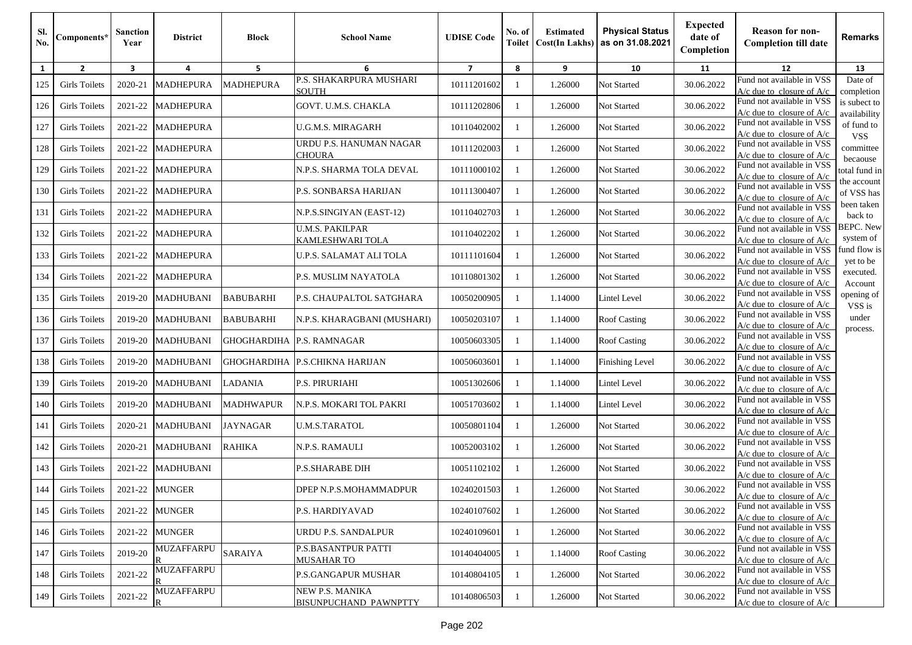| Sl. No. | Components* | Sanction Year | District | Block | School Name | UDISE Code | No. of Toilet | Estimated Cost(In Lakhs) | Physical Status as on 31.08.2021 | Expected date of Completion | Reason for non-Completion till date | Remarks |
|---|---|---|---|---|---|---|---|---|---|---|---|---|
| 1 | 2 | 3 | 4 | 5 | 6 | 7 | 8 | 9 | 10 | 11 | 12 | 13 |
| 125 | Girls Toilets | 2020-21 | MADHEPURA | MADHEPURA | P.S. SHAKARPURA MUSHARI SOUTH | 10111201602 | 1 | 1.26000 | Not Started | 30.06.2022 | Fund not available in VSS A/c due to closure of A/c | Date of completion is subject to availability of fund to VSS committee becaouse total fund in the account of VSS has been taken back to BEPC. New system of fund flow is yet to be executed. Account opening of VSS is under process. |
| 126 | Girls Toilets | 2021-22 | MADHEPURA | | GOVT. U.M.S. CHAKLA | 10111202806 | 1 | 1.26000 | Not Started | 30.06.2022 | Fund not available in VSS A/c due to closure of A/c | |
| 127 | Girls Toilets | 2021-22 | MADHEPURA | | U.G.M.S. MIRAGARH | 10110402002 | 1 | 1.26000 | Not Started | 30.06.2022 | Fund not available in VSS A/c due to closure of A/c | |
| 128 | Girls Toilets | 2021-22 | MADHEPURA | | URDU P.S. HANUMAN NAGAR CHOURA | 10111202003 | 1 | 1.26000 | Not Started | 30.06.2022 | Fund not available in VSS A/c due to closure of A/c | |
| 129 | Girls Toilets | 2021-22 | MADHEPURA | | N.P.S. SHARMA TOLA DEVAL | 10111000102 | 1 | 1.26000 | Not Started | 30.06.2022 | Fund not available in VSS A/c due to closure of A/c | |
| 130 | Girls Toilets | 2021-22 | MADHEPURA | | P.S. SONBARSA HARIJAN | 10111300407 | 1 | 1.26000 | Not Started | 30.06.2022 | Fund not available in VSS A/c due to closure of A/c | |
| 131 | Girls Toilets | 2021-22 | MADHEPURA | | N.P.S.SINGIYAN (EAST-12) | 10110402703 | 1 | 1.26000 | Not Started | 30.06.2022 | Fund not available in VSS A/c due to closure of A/c | |
| 132 | Girls Toilets | 2021-22 | MADHEPURA | | U.M.S. PAKILPAR KAMLESHWARI TOLA | 10110402202 | 1 | 1.26000 | Not Started | 30.06.2022 | Fund not available in VSS A/c due to closure of A/c | |
| 133 | Girls Toilets | 2021-22 | MADHEPURA | | U.P.S. SALAMAT ALI TOLA | 10111101604 | 1 | 1.26000 | Not Started | 30.06.2022 | Fund not available in VSS A/c due to closure of A/c | |
| 134 | Girls Toilets | 2021-22 | MADHEPURA | | P.S. MUSLIM NAYATOLA | 10110801302 | 1 | 1.26000 | Not Started | 30.06.2022 | Fund not available in VSS A/c due to closure of A/c | |
| 135 | Girls Toilets | 2019-20 | MADHUBANI | BABUBARHI | P.S. CHAUPALTOL SATGHARA | 10050200905 | 1 | 1.14000 | Lintel Level | 30.06.2022 | Fund not available in VSS A/c due to closure of A/c | |
| 136 | Girls Toilets | 2019-20 | MADHUBANI | BABUBARHI | N.P.S. KHARAGBANI (MUSHARI) | 10050203107 | 1 | 1.14000 | Roof Casting | 30.06.2022 | Fund not available in VSS A/c due to closure of A/c | |
| 137 | Girls Toilets | 2019-20 | MADHUBANI | GHOGHARDIHA | P.S. RAMNAGAR | 10050603305 | 1 | 1.14000 | Roof Casting | 30.06.2022 | Fund not available in VSS A/c due to closure of A/c | |
| 138 | Girls Toilets | 2019-20 | MADHUBANI | GHOGHARDIHA | P.S.CHIKNA HARIJAN | 10050603601 | 1 | 1.14000 | Finishing Level | 30.06.2022 | Fund not available in VSS A/c due to closure of A/c | |
| 139 | Girls Toilets | 2019-20 | MADHUBANI | LADANIA | P.S. PIRURIAHI | 10051302606 | 1 | 1.14000 | Lintel Level | 30.06.2022 | Fund not available in VSS A/c due to closure of A/c | |
| 140 | Girls Toilets | 2019-20 | MADHUBANI | MADHWAPUR | N.P.S. MOKARI TOL PAKRI | 10051703602 | 1 | 1.14000 | Lintel Level | 30.06.2022 | Fund not available in VSS A/c due to closure of A/c | |
| 141 | Girls Toilets | 2020-21 | MADHUBANI | JAYNAGAR | U.M.S.TARATOL | 10050801104 | 1 | 1.26000 | Not Started | 30.06.2022 | Fund not available in VSS A/c due to closure of A/c | |
| 142 | Girls Toilets | 2020-21 | MADHUBANI | RAHIKA | N.P.S. RAMAULI | 10052003102 | 1 | 1.26000 | Not Started | 30.06.2022 | Fund not available in VSS A/c due to closure of A/c | |
| 143 | Girls Toilets | 2021-22 | MADHUBANI | | P.S.SHARABE DIH | 10051102102 | 1 | 1.26000 | Not Started | 30.06.2022 | Fund not available in VSS A/c due to closure of A/c | |
| 144 | Girls Toilets | 2021-22 | MUNGER | | DPEP N.P.S.MOHAMMADPUR | 10240201503 | 1 | 1.26000 | Not Started | 30.06.2022 | Fund not available in VSS A/c due to closure of A/c | |
| 145 | Girls Toilets | 2021-22 | MUNGER | | P.S. HARDIYAVAD | 10240107602 | 1 | 1.26000 | Not Started | 30.06.2022 | Fund not available in VSS A/c due to closure of A/c | |
| 146 | Girls Toilets | 2021-22 | MUNGER | | URDU P.S. SANDALPUR | 10240109601 | 1 | 1.26000 | Not Started | 30.06.2022 | Fund not available in VSS A/c due to closure of A/c | |
| 147 | Girls Toilets | 2019-20 | MUZAFFARPUR | SARAIYA | P.S.BASANTPUR PATTI MUSAHAR TO | 10140404005 | 1 | 1.14000 | Roof Casting | 30.06.2022 | Fund not available in VSS A/c due to closure of A/c | |
| 148 | Girls Toilets | 2021-22 | MUZAFFARPUR | | P.S.GANGAPUR MUSHAR | 10140804105 | 1 | 1.26000 | Not Started | 30.06.2022 | Fund not available in VSS A/c due to closure of A/c | |
| 149 | Girls Toilets | 2021-22 | MUZAFFARPUR | | NEW P.S. MANIKA BISUNPUCHAND PAWNPTTY | 10140806503 | 1 | 1.26000 | Not Started | 30.06.2022 | Fund not available in VSS A/c due to closure of A/c | |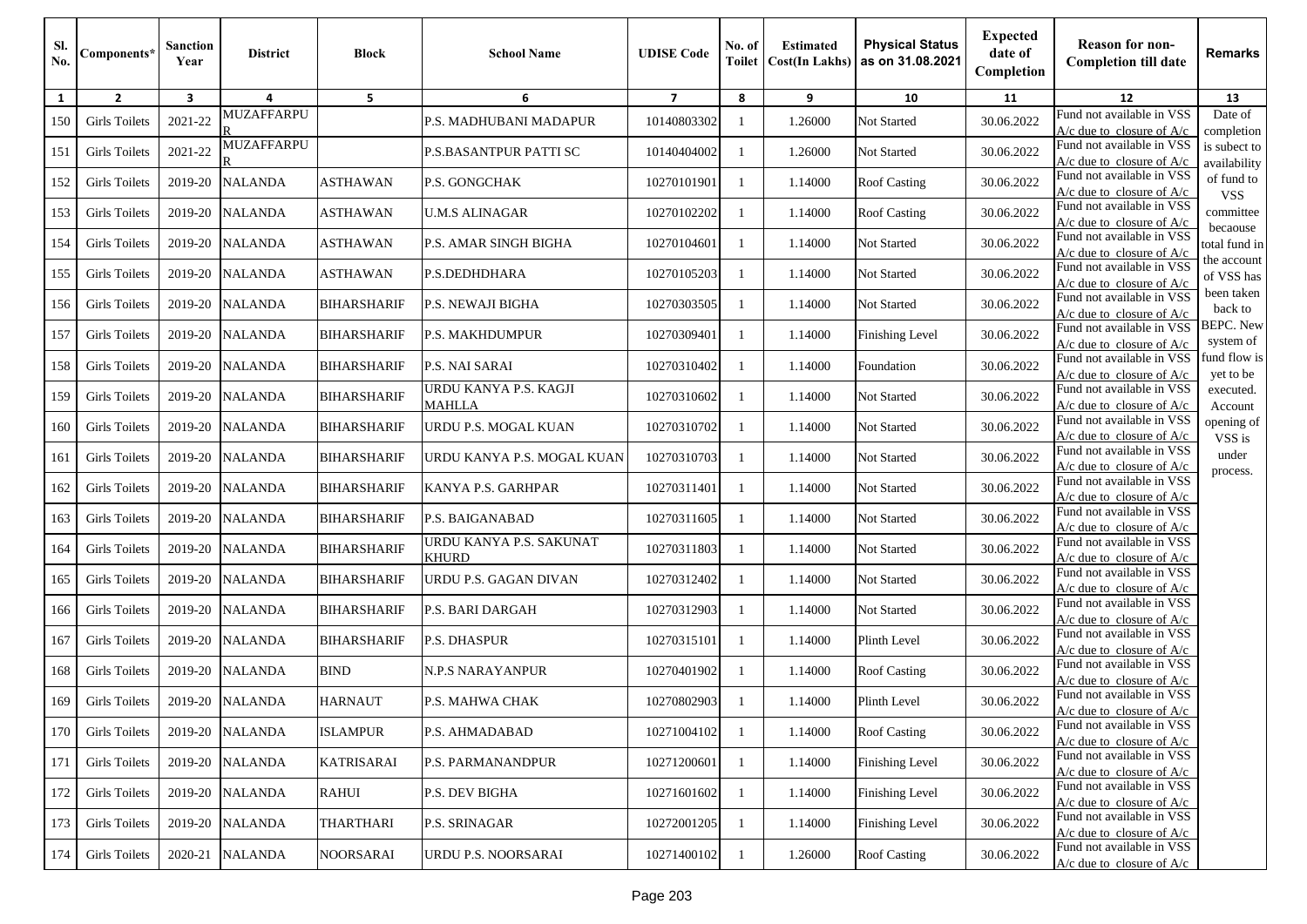| Sl. No. | Components* | Sanction Year | District | Block | School Name | UDISE Code | No. of Toilet | Estimated Cost(In Lakhs) | Physical Status as on 31.08.2021 | Expected date of Completion | Reason for non-Completion till date | Remarks |
|---|---|---|---|---|---|---|---|---|---|---|---|---|
| 1 | 2 | 3 | 4 | 5 | 6 | 7 | 8 | 9 | 10 | 11 | 12 | 13 |
| 150 | Girls Toilets | 2021-22 | MUZAFFARPUR | | P.S. MADHUBANI MADAPUR | 10140803302 | 1 | 1.26000 | Not Started | 30.06.2022 | Fund not available in VSS A/c due to closure of A/c | Date of completion is subject to availability of fund to VSS committee becaouse total fund in the account of VSS has been taken back to BEPC. New system of fund flow is yet to be executed. Account opening of VSS is under process. |
| 151 | Girls Toilets | 2021-22 | MUZAFFARPUR | | P.S.BASANTPUR PATTI SC | 10140404002 | 1 | 1.26000 | Not Started | 30.06.2022 | Fund not available in VSS A/c due to closure of A/c | |
| 152 | Girls Toilets | 2019-20 | NALANDA | ASTHAWAN | P.S. GONGCHAK | 10270101901 | 1 | 1.14000 | Roof Casting | 30.06.2022 | Fund not available in VSS A/c due to closure of A/c | |
| 153 | Girls Toilets | 2019-20 | NALANDA | ASTHAWAN | U.M.S ALINAGAR | 10270102202 | 1 | 1.14000 | Roof Casting | 30.06.2022 | Fund not available in VSS A/c due to closure of A/c | |
| 154 | Girls Toilets | 2019-20 | NALANDA | ASTHAWAN | P.S. AMAR SINGH BIGHA | 10270104601 | 1 | 1.14000 | Not Started | 30.06.2022 | Fund not available in VSS A/c due to closure of A/c | |
| 155 | Girls Toilets | 2019-20 | NALANDA | ASTHAWAN | P.S.DEDHDHARA | 10270105203 | 1 | 1.14000 | Not Started | 30.06.2022 | Fund not available in VSS A/c due to closure of A/c | |
| 156 | Girls Toilets | 2019-20 | NALANDA | BIHARSHARIF | P.S. NEWAJI BIGHA | 10270303505 | 1 | 1.14000 | Not Started | 30.06.2022 | Fund not available in VSS A/c due to closure of A/c | |
| 157 | Girls Toilets | 2019-20 | NALANDA | BIHARSHARIF | P.S. MAKHDUMPUR | 10270309401 | 1 | 1.14000 | Finishing Level | 30.06.2022 | Fund not available in VSS A/c due to closure of A/c | |
| 158 | Girls Toilets | 2019-20 | NALANDA | BIHARSHARIF | P.S. NAI SARAI | 10270310402 | 1 | 1.14000 | Foundation | 30.06.2022 | Fund not available in VSS A/c due to closure of A/c | |
| 159 | Girls Toilets | 2019-20 | NALANDA | BIHARSHARIF | URDU KANYA P.S. KAGJI MAHLLA | 10270310602 | 1 | 1.14000 | Not Started | 30.06.2022 | Fund not available in VSS A/c due to closure of A/c | |
| 160 | Girls Toilets | 2019-20 | NALANDA | BIHARSHARIF | URDU P.S. MOGAL KUAN | 10270310702 | 1 | 1.14000 | Not Started | 30.06.2022 | Fund not available in VSS A/c due to closure of A/c | |
| 161 | Girls Toilets | 2019-20 | NALANDA | BIHARSHARIF | URDU KANYA P.S. MOGAL KUAN | 10270310703 | 1 | 1.14000 | Not Started | 30.06.2022 | Fund not available in VSS A/c due to closure of A/c | |
| 162 | Girls Toilets | 2019-20 | NALANDA | BIHARSHARIF | KANYA P.S. GARHPAR | 10270311401 | 1 | 1.14000 | Not Started | 30.06.2022 | Fund not available in VSS A/c due to closure of A/c | |
| 163 | Girls Toilets | 2019-20 | NALANDA | BIHARSHARIF | P.S. BAIGANABAD | 10270311605 | 1 | 1.14000 | Not Started | 30.06.2022 | Fund not available in VSS A/c due to closure of A/c | |
| 164 | Girls Toilets | 2019-20 | NALANDA | BIHARSHARIF | URDU KANYA P.S. SAKUNAT KHURD | 10270311803 | 1 | 1.14000 | Not Started | 30.06.2022 | Fund not available in VSS A/c due to closure of A/c | |
| 165 | Girls Toilets | 2019-20 | NALANDA | BIHARSHARIF | URDU P.S. GAGAN DIVAN | 10270312402 | 1 | 1.14000 | Not Started | 30.06.2022 | Fund not available in VSS A/c due to closure of A/c | |
| 166 | Girls Toilets | 2019-20 | NALANDA | BIHARSHARIF | P.S. BARI DARGAH | 10270312903 | 1 | 1.14000 | Not Started | 30.06.2022 | Fund not available in VSS A/c due to closure of A/c | |
| 167 | Girls Toilets | 2019-20 | NALANDA | BIHARSHARIF | P.S. DHASPUR | 10270315101 | 1 | 1.14000 | Plinth Level | 30.06.2022 | Fund not available in VSS A/c due to closure of A/c | |
| 168 | Girls Toilets | 2019-20 | NALANDA | BIND | N.P.S NARAYANPUR | 10270401902 | 1 | 1.14000 | Roof Casting | 30.06.2022 | Fund not available in VSS A/c due to closure of A/c | |
| 169 | Girls Toilets | 2019-20 | NALANDA | HARNAUT | P.S. MAHWA CHAK | 10270802903 | 1 | 1.14000 | Plinth Level | 30.06.2022 | Fund not available in VSS A/c due to closure of A/c | |
| 170 | Girls Toilets | 2019-20 | NALANDA | ISLAMPUR | P.S. AHMADABAD | 10271004102 | 1 | 1.14000 | Roof Casting | 30.06.2022 | Fund not available in VSS A/c due to closure of A/c | |
| 171 | Girls Toilets | 2019-20 | NALANDA | KATRISARAI | P.S. PARMANANDPUR | 10271200601 | 1 | 1.14000 | Finishing Level | 30.06.2022 | Fund not available in VSS A/c due to closure of A/c | |
| 172 | Girls Toilets | 2019-20 | NALANDA | RAHUI | P.S. DEV BIGHA | 10271601602 | 1 | 1.14000 | Finishing Level | 30.06.2022 | Fund not available in VSS A/c due to closure of A/c | |
| 173 | Girls Toilets | 2019-20 | NALANDA | THARTHARI | P.S. SRINAGAR | 10272001205 | 1 | 1.14000 | Finishing Level | 30.06.2022 | Fund not available in VSS A/c due to closure of A/c | |
| 174 | Girls Toilets | 2020-21 | NALANDA | NOORSARAI | URDU P.S. NOORSARAI | 10271400102 | 1 | 1.26000 | Roof Casting | 30.06.2022 | Fund not available in VSS A/c due to closure of A/c | |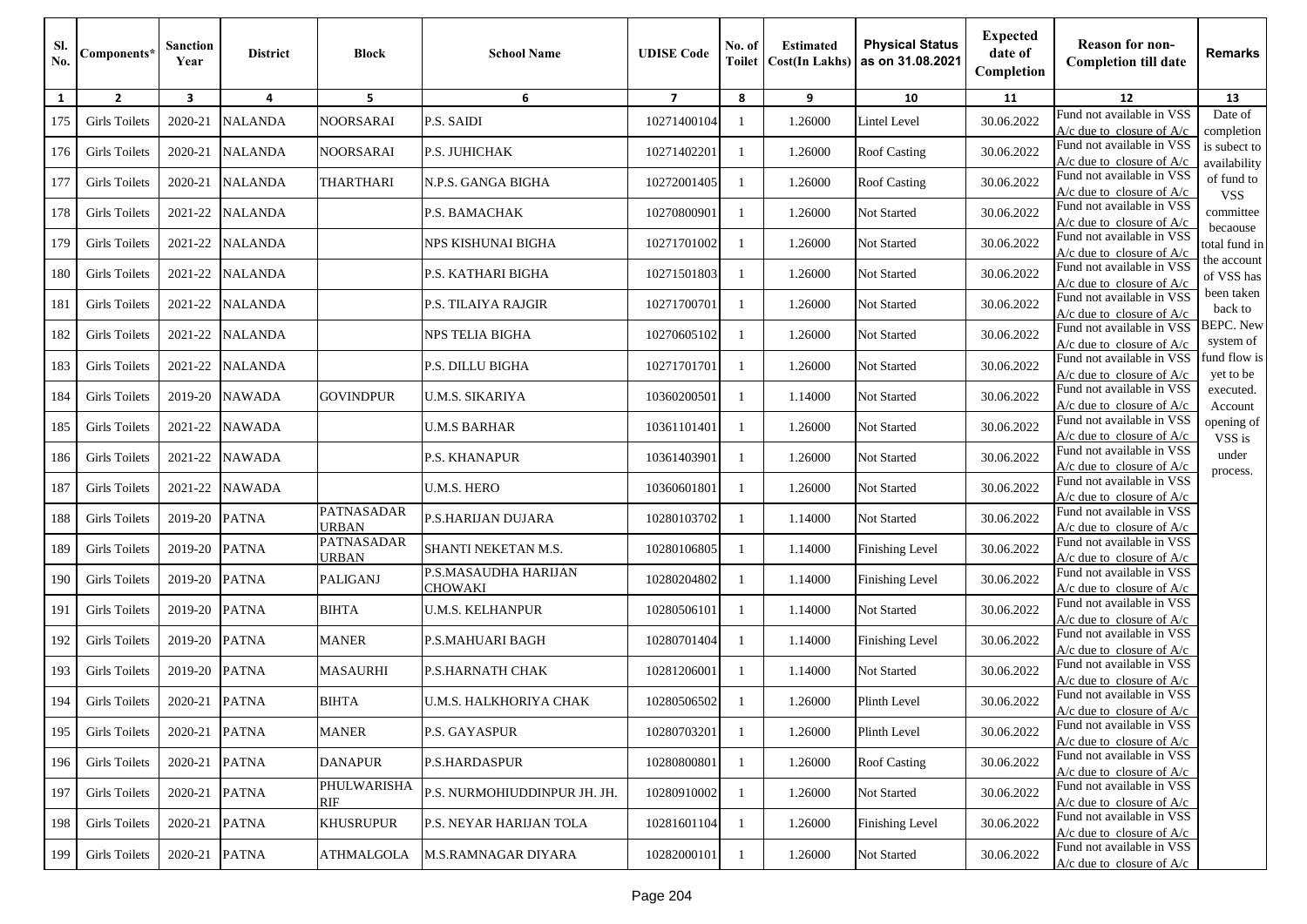| Sl. No. | Components* | Sanction Year | District | Block | School Name | UDISE Code | No. of Toilet | Estimated Cost(In Lakhs) | Physical Status as on 31.08.2021 | Expected date of Completion | Reason for non-Completion till date | Remarks |
|---|---|---|---|---|---|---|---|---|---|---|---|---|
| 1 | 2 | 3 | 4 | 5 | 6 | 7 | 8 | 9 | 10 | 11 | 12 | 13 |
| 175 | Girls Toilets | 2020-21 | NALANDA | NOORSARAI | P.S. SAIDI | 10271400104 | 1 | 1.26000 | Lintel Level | 30.06.2022 | Fund not available in VSS A/c due to closure of A/c | Date of completion is subject to availability of fund to VSS committee becaouse total fund in the account of VSS has been taken back to BEPC. New system of fund flow is yet to be executed. Account opening of VSS is under process. |
| 176 | Girls Toilets | 2020-21 | NALANDA | NOORSARAI | P.S. JUHICHAK | 10271402201 | 1 | 1.26000 | Roof Casting | 30.06.2022 | Fund not available in VSS A/c due to closure of A/c | |
| 177 | Girls Toilets | 2020-21 | NALANDA | THARTHARI | N.P.S. GANGA BIGHA | 10272001405 | 1 | 1.26000 | Roof Casting | 30.06.2022 | Fund not available in VSS A/c due to closure of A/c | |
| 178 | Girls Toilets | 2021-22 | NALANDA | | P.S. BAMACHAK | 10270800901 | 1 | 1.26000 | Not Started | 30.06.2022 | Fund not available in VSS A/c due to closure of A/c | |
| 179 | Girls Toilets | 2021-22 | NALANDA | | NPS KISHUNAI BIGHA | 10271701002 | 1 | 1.26000 | Not Started | 30.06.2022 | Fund not available in VSS A/c due to closure of A/c | |
| 180 | Girls Toilets | 2021-22 | NALANDA | | P.S. KATHARI BIGHA | 10271501803 | 1 | 1.26000 | Not Started | 30.06.2022 | Fund not available in VSS A/c due to closure of A/c | |
| 181 | Girls Toilets | 2021-22 | NALANDA | | P.S. TILAIYA RAJGIR | 10271700701 | 1 | 1.26000 | Not Started | 30.06.2022 | Fund not available in VSS A/c due to closure of A/c | |
| 182 | Girls Toilets | 2021-22 | NALANDA | | NPS TELIA BIGHA | 10270605102 | 1 | 1.26000 | Not Started | 30.06.2022 | Fund not available in VSS A/c due to closure of A/c | |
| 183 | Girls Toilets | 2021-22 | NALANDA | | P.S. DILLU BIGHA | 10271701701 | 1 | 1.26000 | Not Started | 30.06.2022 | Fund not available in VSS A/c due to closure of A/c | |
| 184 | Girls Toilets | 2019-20 | NAWADA | GOVINDPUR | U.M.S. SIKARIYA | 10360200501 | 1 | 1.14000 | Not Started | 30.06.2022 | Fund not available in VSS A/c due to closure of A/c | |
| 185 | Girls Toilets | 2021-22 | NAWADA | | U.M.S BARHAR | 10361101401 | 1 | 1.26000 | Not Started | 30.06.2022 | Fund not available in VSS A/c due to closure of A/c | |
| 186 | Girls Toilets | 2021-22 | NAWADA | | P.S. KHANAPUR | 10361403901 | 1 | 1.26000 | Not Started | 30.06.2022 | Fund not available in VSS A/c due to closure of A/c | |
| 187 | Girls Toilets | 2021-22 | NAWADA | | U.M.S. HERO | 10360601801 | 1 | 1.26000 | Not Started | 30.06.2022 | Fund not available in VSS A/c due to closure of A/c | |
| 188 | Girls Toilets | 2019-20 | PATNA | PATNASADAR URBAN | P.S.HARIJAN DUJARA | 10280103702 | 1 | 1.14000 | Not Started | 30.06.2022 | Fund not available in VSS A/c due to closure of A/c | |
| 189 | Girls Toilets | 2019-20 | PATNA | PATNASADAR URBAN | SHANTI NEKETAN M.S. | 10280106805 | 1 | 1.14000 | Finishing Level | 30.06.2022 | Fund not available in VSS A/c due to closure of A/c | |
| 190 | Girls Toilets | 2019-20 | PATNA | PALIGANJ | P.S.MASAUDHA HARIJAN CHOWAKI | 10280204802 | 1 | 1.14000 | Finishing Level | 30.06.2022 | Fund not available in VSS A/c due to closure of A/c | |
| 191 | Girls Toilets | 2019-20 | PATNA | BIHTA | U.M.S. KELHANPUR | 10280506101 | 1 | 1.14000 | Not Started | 30.06.2022 | Fund not available in VSS A/c due to closure of A/c | |
| 192 | Girls Toilets | 2019-20 | PATNA | MANER | P.S.MAHUARI BAGH | 10280701404 | 1 | 1.14000 | Finishing Level | 30.06.2022 | Fund not available in VSS A/c due to closure of A/c | |
| 193 | Girls Toilets | 2019-20 | PATNA | MASAURHI | P.S.HARNATH CHAK | 10281206001 | 1 | 1.14000 | Not Started | 30.06.2022 | Fund not available in VSS A/c due to closure of A/c | |
| 194 | Girls Toilets | 2020-21 | PATNA | BIHTA | U.M.S. HALKHORIYA CHAK | 10280506502 | 1 | 1.26000 | Plinth Level | 30.06.2022 | Fund not available in VSS A/c due to closure of A/c | |
| 195 | Girls Toilets | 2020-21 | PATNA | MANER | P.S. GAYASPUR | 10280703201 | 1 | 1.26000 | Plinth Level | 30.06.2022 | Fund not available in VSS A/c due to closure of A/c | |
| 196 | Girls Toilets | 2020-21 | PATNA | DANAPUR | P.S.HARDASPUR | 10280800801 | 1 | 1.26000 | Roof Casting | 30.06.2022 | Fund not available in VSS A/c due to closure of A/c | |
| 197 | Girls Toilets | 2020-21 | PATNA | PHULWARISHARIF | P.S. NURMOHIUDDINPUR JH. JH. | 10280910002 | 1 | 1.26000 | Not Started | 30.06.2022 | Fund not available in VSS A/c due to closure of A/c | |
| 198 | Girls Toilets | 2020-21 | PATNA | KHUSRUPUR | P.S. NEYAR HARIJAN TOLA | 10281601104 | 1 | 1.26000 | Finishing Level | 30.06.2022 | Fund not available in VSS A/c due to closure of A/c | |
| 199 | Girls Toilets | 2020-21 | PATNA | ATHMALGOLA | M.S.RAMNAGAR DIYARA | 10282000101 | 1 | 1.26000 | Not Started | 30.06.2022 | Fund not available in VSS A/c due to closure of A/c | |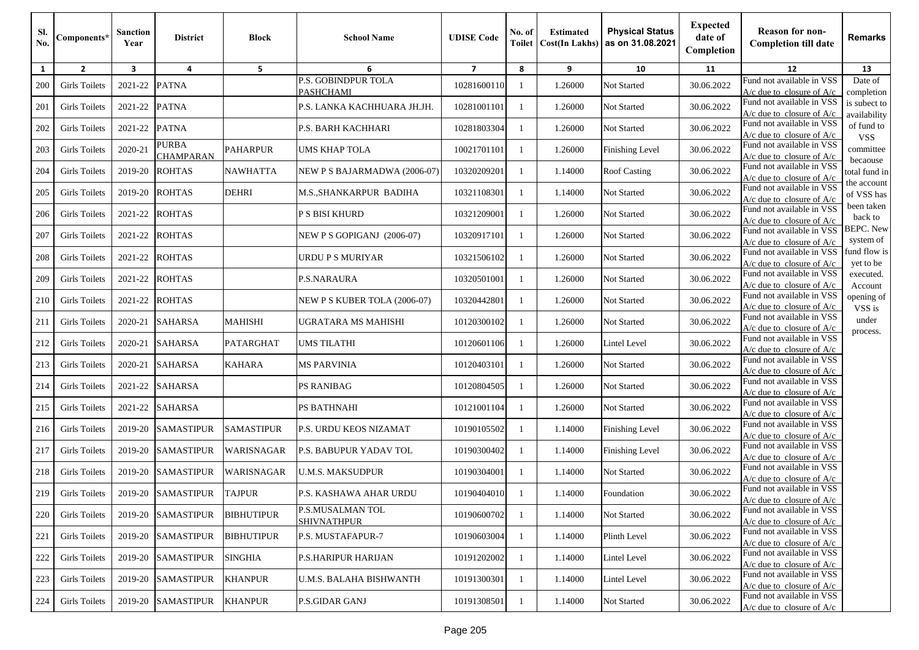| Sl. No. | Components* | Sanction Year | District | Block | School Name | UDISE Code | No. of Toilet | Estimated Cost(In Lakhs) | Physical Status as on 31.08.2021 | Expected date of Completion | Reason for non-Completion till date | Remarks |
|---|---|---|---|---|---|---|---|---|---|---|---|---|
| 1 | 2 | 3 | 4 | 5 | 6 | 7 | 8 | 9 | 10 | 11 | 12 | 13 |
| 200 | Girls Toilets | 2021-22 | PATNA | | P.S. GOBINDPUR TOLA PASHCHAMI | 10281600110 | 1 | 1.26000 | Not Started | 30.06.2022 | Fund not available in VSS A/c due to closure of A/c | Date of completion is subject to availability of fund to VSS committee becaouse total fund in the account of VSS has been taken back to BEPC. New system of fund flow is yet to be executed. Account opening of VSS is under process. |
| 201 | Girls Toilets | 2021-22 | PATNA | | P.S. LANKA KACHHUARA JH.JH. | 10281001101 | 1 | 1.26000 | Not Started | 30.06.2022 | Fund not available in VSS A/c due to closure of A/c | |
| 202 | Girls Toilets | 2021-22 | PATNA | | P.S. BARH KACHHARI | 10281803304 | 1 | 1.26000 | Not Started | 30.06.2022 | Fund not available in VSS A/c due to closure of A/c | |
| 203 | Girls Toilets | 2020-21 | PURBA CHAMPARAN | PAHARPUR | UMS KHAP TOLA | 10021701101 | 1 | 1.26000 | Finishing Level | 30.06.2022 | Fund not available in VSS A/c due to closure of A/c | |
| 204 | Girls Toilets | 2019-20 | ROHTAS | NAWHATTA | NEW P S BAJARMADWA (2006-07) | 10320209201 | 1 | 1.14000 | Roof Casting | 30.06.2022 | Fund not available in VSS A/c due to closure of A/c | |
| 205 | Girls Toilets | 2019-20 | ROHTAS | DEHRI | M.S.,SHANKARPUR BADIHA | 10321108301 | 1 | 1.14000 | Not Started | 30.06.2022 | Fund not available in VSS A/c due to closure of A/c | |
| 206 | Girls Toilets | 2021-22 | ROHTAS | | P S BISI KHURD | 10321209001 | 1 | 1.26000 | Not Started | 30.06.2022 | Fund not available in VSS A/c due to closure of A/c | |
| 207 | Girls Toilets | 2021-22 | ROHTAS | | NEW P S GOPIGANJ (2006-07) | 10320917101 | 1 | 1.26000 | Not Started | 30.06.2022 | Fund not available in VSS A/c due to closure of A/c | |
| 208 | Girls Toilets | 2021-22 | ROHTAS | | URDU P S MURIYAR | 10321506102 | 1 | 1.26000 | Not Started | 30.06.2022 | Fund not available in VSS A/c due to closure of A/c | |
| 209 | Girls Toilets | 2021-22 | ROHTAS | | P.S.NARAURA | 10320501001 | 1 | 1.26000 | Not Started | 30.06.2022 | Fund not available in VSS A/c due to closure of A/c | |
| 210 | Girls Toilets | 2021-22 | ROHTAS | | NEW P S KUBER TOLA (2006-07) | 10320442801 | 1 | 1.26000 | Not Started | 30.06.2022 | Fund not available in VSS A/c due to closure of A/c | |
| 211 | Girls Toilets | 2020-21 | SAHARSA | MAHISHI | UGRATARA MS MAHISHI | 10120300102 | 1 | 1.26000 | Not Started | 30.06.2022 | Fund not available in VSS A/c due to closure of A/c | |
| 212 | Girls Toilets | 2020-21 | SAHARSA | PATARGHAT | UMS TILATHI | 10120601106 | 1 | 1.26000 | Lintel Level | 30.06.2022 | Fund not available in VSS A/c due to closure of A/c | |
| 213 | Girls Toilets | 2020-21 | SAHARSA | KAHARA | MS PARVINIA | 10120403101 | 1 | 1.26000 | Not Started | 30.06.2022 | Fund not available in VSS A/c due to closure of A/c | |
| 214 | Girls Toilets | 2021-22 | SAHARSA | | PS RANIBAG | 10120804505 | 1 | 1.26000 | Not Started | 30.06.2022 | Fund not available in VSS A/c due to closure of A/c | |
| 215 | Girls Toilets | 2021-22 | SAHARSA | | PS BATHNAHI | 10121001104 | 1 | 1.26000 | Not Started | 30.06.2022 | Fund not available in VSS A/c due to closure of A/c | |
| 216 | Girls Toilets | 2019-20 | SAMASTIPUR | SAMASTIPUR | P.S. URDU KEOS NIZAMAT | 10190105502 | 1 | 1.14000 | Finishing Level | 30.06.2022 | Fund not available in VSS A/c due to closure of A/c | |
| 217 | Girls Toilets | 2019-20 | SAMASTIPUR | WARISNAGAR | P.S. BABUPUR YADAV TOL | 10190300402 | 1 | 1.14000 | Finishing Level | 30.06.2022 | Fund not available in VSS A/c due to closure of A/c | |
| 218 | Girls Toilets | 2019-20 | SAMASTIPUR | WARISNAGAR | U.M.S. MAKSUDPUR | 10190304001 | 1 | 1.14000 | Not Started | 30.06.2022 | Fund not available in VSS A/c due to closure of A/c | |
| 219 | Girls Toilets | 2019-20 | SAMASTIPUR | TAJPUR | P.S. KASHAWA AHAR URDU | 10190404010 | 1 | 1.14000 | Foundation | 30.06.2022 | Fund not available in VSS A/c due to closure of A/c | |
| 220 | Girls Toilets | 2019-20 | SAMASTIPUR | BIBHUTIPUR | P.S.MUSALMAN TOL SHIVNATHPUR | 10190600702 | 1 | 1.14000 | Not Started | 30.06.2022 | Fund not available in VSS A/c due to closure of A/c | |
| 221 | Girls Toilets | 2019-20 | SAMASTIPUR | BIBHUTIPUR | P.S. MUSTAFAPUR-7 | 10190603004 | 1 | 1.14000 | Plinth Level | 30.06.2022 | Fund not available in VSS A/c due to closure of A/c | |
| 222 | Girls Toilets | 2019-20 | SAMASTIPUR | SINGHIA | P.S.HARIPUR HARIJAN | 10191202002 | 1 | 1.14000 | Lintel Level | 30.06.2022 | Fund not available in VSS A/c due to closure of A/c | |
| 223 | Girls Toilets | 2019-20 | SAMASTIPUR | KHANPUR | U.M.S. BALAHA BISHWANTH | 10191300301 | 1 | 1.14000 | Lintel Level | 30.06.2022 | Fund not available in VSS A/c due to closure of A/c | |
| 224 | Girls Toilets | 2019-20 | SAMASTIPUR | KHANPUR | P.S.GIDAR GANJ | 10191308501 | 1 | 1.14000 | Not Started | 30.06.2022 | Fund not available in VSS A/c due to closure of A/c | |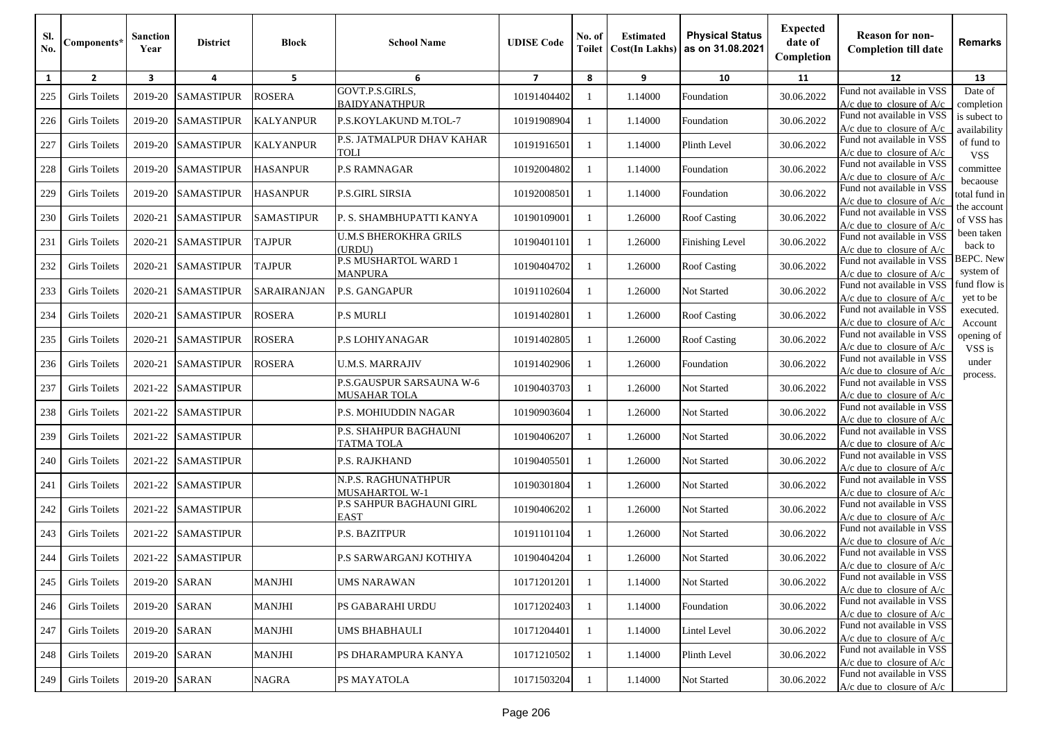| Sl. No. | Components* | Sanction Year | District | Block | School Name | UDISE Code | No. of Toilet | Estimated Cost(In Lakhs) | Physical Status as on 31.08.2021 | Expected date of Completion | Reason for non-Completion till date | Remarks |
|---|---|---|---|---|---|---|---|---|---|---|---|---|
| 1 | 2 | 3 | 4 | 5 | 6 | 7 | 8 | 9 | 10 | 11 | 12 | 13 |
| 225 | Girls Toilets | 2019-20 | SAMASTIPUR | ROSERA | GOVT.P.S.GIRLS, BAIDYANATHPUR | 10191404402 | 1 | 1.14000 | Foundation | 30.06.2022 | Fund not available in VSS A/c due to closure of A/c | Date of completion is subject to availability of fund to VSS committee becaouse total fund in the account of VSS has been taken back to BEPC. New system of fund flow is yet to be executed. Account opening of VSS is under process. |
| 226 | Girls Toilets | 2019-20 | SAMASTIPUR | KALYANPUR | P.S.KOYLAKUND M.TOL-7 | 10191908904 | 1 | 1.14000 | Foundation | 30.06.2022 | Fund not available in VSS A/c due to closure of A/c | |
| 227 | Girls Toilets | 2019-20 | SAMASTIPUR | KALYANPUR | P.S. JATMALPUR DHAV KAHAR TOLI | 10191916501 | 1 | 1.14000 | Plinth Level | 30.06.2022 | Fund not available in VSS A/c due to closure of A/c | |
| 228 | Girls Toilets | 2019-20 | SAMASTIPUR | HASANPUR | P.S RAMNAGAR | 10192004802 | 1 | 1.14000 | Foundation | 30.06.2022 | Fund not available in VSS A/c due to closure of A/c | |
| 229 | Girls Toilets | 2019-20 | SAMASTIPUR | HASANPUR | P.S.GIRL SIRSIA | 10192008501 | 1 | 1.14000 | Foundation | 30.06.2022 | Fund not available in VSS A/c due to closure of A/c | |
| 230 | Girls Toilets | 2020-21 | SAMASTIPUR | SAMASTIPUR | P. S. SHAMBHUPATTI KANYA | 10190109001 | 1 | 1.26000 | Roof Casting | 30.06.2022 | Fund not available in VSS A/c due to closure of A/c | |
| 231 | Girls Toilets | 2020-21 | SAMASTIPUR | TAJPUR | U.M.S BHEROKHRA GRILS (URDU) | 10190401101 | 1 | 1.26000 | Finishing Level | 30.06.2022 | Fund not available in VSS A/c due to closure of A/c | |
| 232 | Girls Toilets | 2020-21 | SAMASTIPUR | TAJPUR | P.S MUSHARTOL WARD 1 MANPURA | 10190404702 | 1 | 1.26000 | Roof Casting | 30.06.2022 | Fund not available in VSS A/c due to closure of A/c | |
| 233 | Girls Toilets | 2020-21 | SAMASTIPUR | SARAIRANJAN | P.S. GANGAPUR | 10191102604 | 1 | 1.26000 | Not Started | 30.06.2022 | Fund not available in VSS A/c due to closure of A/c | |
| 234 | Girls Toilets | 2020-21 | SAMASTIPUR | ROSERA | P.S MURLI | 10191402801 | 1 | 1.26000 | Roof Casting | 30.06.2022 | Fund not available in VSS A/c due to closure of A/c | |
| 235 | Girls Toilets | 2020-21 | SAMASTIPUR | ROSERA | P.S LOHIYANAGAR | 10191402805 | 1 | 1.26000 | Roof Casting | 30.06.2022 | Fund not available in VSS A/c due to closure of A/c | |
| 236 | Girls Toilets | 2020-21 | SAMASTIPUR | ROSERA | U.M.S. MARRAJIV | 10191402906 | 1 | 1.26000 | Foundation | 30.06.2022 | Fund not available in VSS A/c due to closure of A/c | |
| 237 | Girls Toilets | 2021-22 | SAMASTIPUR | | P.S.GAUSPUR SARSAUNA W-6 MUSAHAR TOLA | 10190403703 | 1 | 1.26000 | Not Started | 30.06.2022 | Fund not available in VSS A/c due to closure of A/c | |
| 238 | Girls Toilets | 2021-22 | SAMASTIPUR | | P.S. MOHIUDDIN NAGAR | 10190903604 | 1 | 1.26000 | Not Started | 30.06.2022 | Fund not available in VSS A/c due to closure of A/c | |
| 239 | Girls Toilets | 2021-22 | SAMASTIPUR | | P.S. SHAHPUR BAGHAUNI TATMA TOLA | 10190406207 | 1 | 1.26000 | Not Started | 30.06.2022 | Fund not available in VSS A/c due to closure of A/c | |
| 240 | Girls Toilets | 2021-22 | SAMASTIPUR | | P.S. RAJKHAND | 10190405501 | 1 | 1.26000 | Not Started | 30.06.2022 | Fund not available in VSS A/c due to closure of A/c | |
| 241 | Girls Toilets | 2021-22 | SAMASTIPUR | | N.P.S. RAGHUNATHPUR MUSAHARTOL W-1 | 10190301804 | 1 | 1.26000 | Not Started | 30.06.2022 | Fund not available in VSS A/c due to closure of A/c | |
| 242 | Girls Toilets | 2021-22 | SAMASTIPUR | | P.S SAHPUR BAGHAUNI GIRL EAST | 10190406202 | 1 | 1.26000 | Not Started | 30.06.2022 | Fund not available in VSS A/c due to closure of A/c | |
| 243 | Girls Toilets | 2021-22 | SAMASTIPUR | | P.S. BAZITPUR | 10191101104 | 1 | 1.26000 | Not Started | 30.06.2022 | Fund not available in VSS A/c due to closure of A/c | |
| 244 | Girls Toilets | 2021-22 | SAMASTIPUR | | P.S SARWARGANJ KOTHIYA | 10190404204 | 1 | 1.26000 | Not Started | 30.06.2022 | Fund not available in VSS A/c due to closure of A/c | |
| 245 | Girls Toilets | 2019-20 | SARAN | MANJHI | UMS NARAWAN | 10171201201 | 1 | 1.14000 | Not Started | 30.06.2022 | Fund not available in VSS A/c due to closure of A/c | |
| 246 | Girls Toilets | 2019-20 | SARAN | MANJHI | PS GABARAHI URDU | 10171202403 | 1 | 1.14000 | Foundation | 30.06.2022 | Fund not available in VSS A/c due to closure of A/c | |
| 247 | Girls Toilets | 2019-20 | SARAN | MANJHI | UMS BHABHAULI | 10171204401 | 1 | 1.14000 | Lintel Level | 30.06.2022 | Fund not available in VSS A/c due to closure of A/c | |
| 248 | Girls Toilets | 2019-20 | SARAN | MANJHI | PS DHARAMPURA KANYA | 10171210502 | 1 | 1.14000 | Plinth Level | 30.06.2022 | Fund not available in VSS A/c due to closure of A/c | |
| 249 | Girls Toilets | 2019-20 | SARAN | NAGRA | PS MAYATOLA | 10171503204 | 1 | 1.14000 | Not Started | 30.06.2022 | Fund not available in VSS A/c due to closure of A/c | |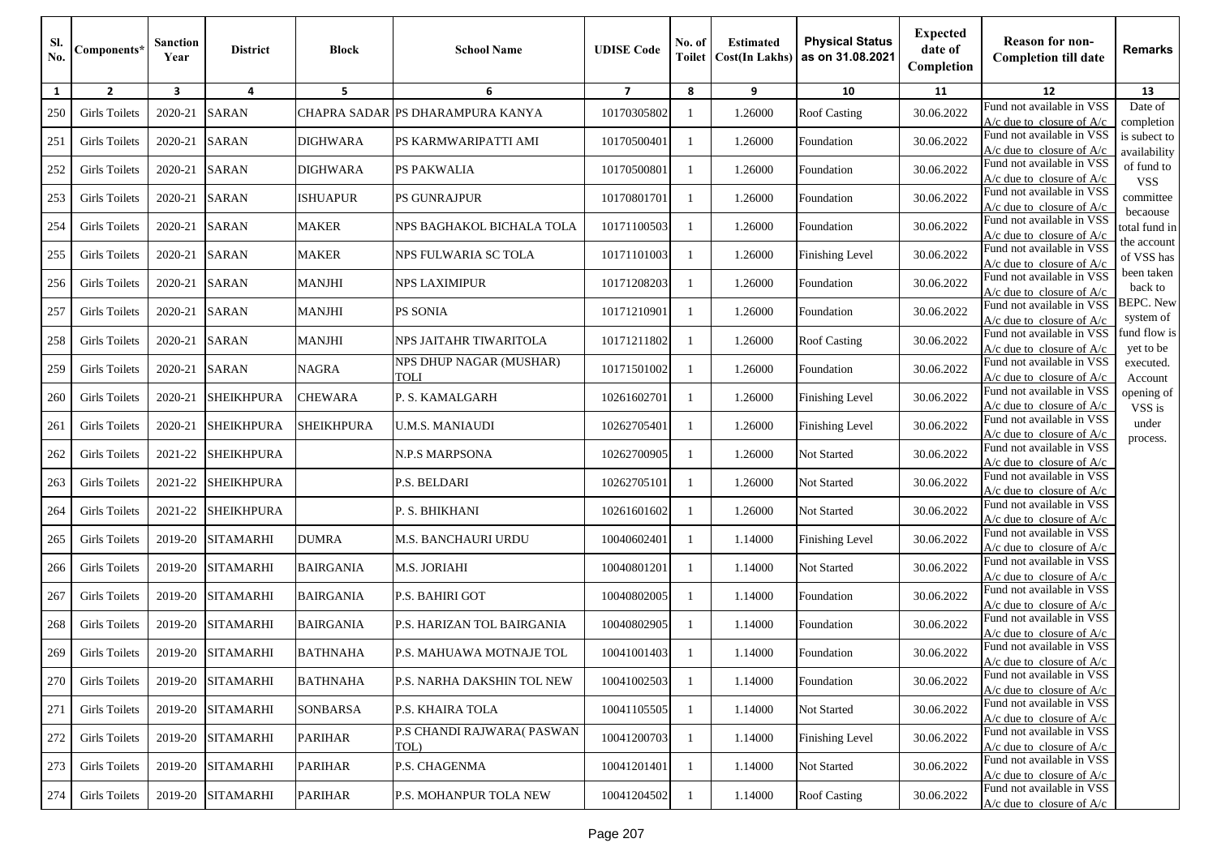| Sl. No. | Components* | Sanction Year | District | Block | School Name | UDISE Code | No. of Toilet | Estimated Cost(In Lakhs) | Physical Status as on 31.08.2021 | Expected date of Completion | Reason for non-Completion till date | Remarks |
|---|---|---|---|---|---|---|---|---|---|---|---|---|
| 1 | 2 | 3 | 4 | 5 | 6 | 7 | 8 | 9 | 10 | 11 | 12 | 13 |
| 250 | Girls Toilets | 2020-21 | SARAN | CHAPRA SADAR | PS DHARAMPURA KANYA | 10170305802 | 1 | 1.26000 | Roof Casting | 30.06.2022 | Fund not available in VSS A/c due to closure of A/c | Date of completion is subject to availability of fund to VSS committee becaouse total fund in the account of VSS has been taken back to BEPC. New system of fund flow is yet to be executed. Account opening of VSS is under process. |
| 251 | Girls Toilets | 2020-21 | SARAN | DIGHWARA | PS KARMWARIPATTI AMI | 10170500401 | 1 | 1.26000 | Foundation | 30.06.2022 | Fund not available in VSS A/c due to closure of A/c | |
| 252 | Girls Toilets | 2020-21 | SARAN | DIGHWARA | PS PAKWALIA | 10170500801 | 1 | 1.26000 | Foundation | 30.06.2022 | Fund not available in VSS A/c due to closure of A/c | |
| 253 | Girls Toilets | 2020-21 | SARAN | ISHUAPUR | PS GUNRAJPUR | 10170801701 | 1 | 1.26000 | Foundation | 30.06.2022 | Fund not available in VSS A/c due to closure of A/c | |
| 254 | Girls Toilets | 2020-21 | SARAN | MAKER | NPS BAGHAKOL BICHALA TOLA | 10171100503 | 1 | 1.26000 | Foundation | 30.06.2022 | Fund not available in VSS A/c due to closure of A/c | |
| 255 | Girls Toilets | 2020-21 | SARAN | MAKER | NPS FULWARIA SC TOLA | 10171101003 | 1 | 1.26000 | Finishing Level | 30.06.2022 | Fund not available in VSS A/c due to closure of A/c | |
| 256 | Girls Toilets | 2020-21 | SARAN | MANJHI | NPS LAXIMIPUR | 10171208203 | 1 | 1.26000 | Foundation | 30.06.2022 | Fund not available in VSS A/c due to closure of A/c | |
| 257 | Girls Toilets | 2020-21 | SARAN | MANJHI | PS SONIA | 10171210901 | 1 | 1.26000 | Foundation | 30.06.2022 | Fund not available in VSS A/c due to closure of A/c | |
| 258 | Girls Toilets | 2020-21 | SARAN | MANJHI | NPS JAITAHR TIWARITOLA | 10171211802 | 1 | 1.26000 | Roof Casting | 30.06.2022 | Fund not available in VSS A/c due to closure of A/c | |
| 259 | Girls Toilets | 2020-21 | SARAN | NAGRA | NPS DHUP NAGAR (MUSHAR) TOLI | 10171501002 | 1 | 1.26000 | Foundation | 30.06.2022 | Fund not available in VSS A/c due to closure of A/c | |
| 260 | Girls Toilets | 2020-21 | SHEIKHPURA | CHEWARA | P. S. KAMALGARH | 10261602701 | 1 | 1.26000 | Finishing Level | 30.06.2022 | Fund not available in VSS A/c due to closure of A/c | |
| 261 | Girls Toilets | 2020-21 | SHEIKHPURA | SHEIKHPURA | U.M.S. MANIAUDI | 10262705401 | 1 | 1.26000 | Finishing Level | 30.06.2022 | Fund not available in VSS A/c due to closure of A/c | |
| 262 | Girls Toilets | 2021-22 | SHEIKHPURA | | N.P.S MARPSONA | 10262700905 | 1 | 1.26000 | Not Started | 30.06.2022 | Fund not available in VSS A/c due to closure of A/c | |
| 263 | Girls Toilets | 2021-22 | SHEIKHPURA | | P.S. BELDARI | 10262705101 | 1 | 1.26000 | Not Started | 30.06.2022 | Fund not available in VSS A/c due to closure of A/c | |
| 264 | Girls Toilets | 2021-22 | SHEIKHPURA | | P. S. BHIKHANI | 10261601602 | 1 | 1.26000 | Not Started | 30.06.2022 | Fund not available in VSS A/c due to closure of A/c | |
| 265 | Girls Toilets | 2019-20 | SITAMARHI | DUMRA | M.S. BANCHAURI URDU | 10040602401 | 1 | 1.14000 | Finishing Level | 30.06.2022 | Fund not available in VSS A/c due to closure of A/c | |
| 266 | Girls Toilets | 2019-20 | SITAMARHI | BAIRGANIA | M.S. JORIAHI | 10040801201 | 1 | 1.14000 | Not Started | 30.06.2022 | Fund not available in VSS A/c due to closure of A/c | |
| 267 | Girls Toilets | 2019-20 | SITAMARHI | BAIRGANIA | P.S. BAHIRI GOT | 10040802005 | 1 | 1.14000 | Foundation | 30.06.2022 | Fund not available in VSS A/c due to closure of A/c | |
| 268 | Girls Toilets | 2019-20 | SITAMARHI | BAIRGANIA | P.S. HARIZAN TOL BAIRGANIA | 10040802905 | 1 | 1.14000 | Foundation | 30.06.2022 | Fund not available in VSS A/c due to closure of A/c | |
| 269 | Girls Toilets | 2019-20 | SITAMARHI | BATHNAHA | P.S. MAHUAWA MOTNAJE TOL | 10041001403 | 1 | 1.14000 | Foundation | 30.06.2022 | Fund not available in VSS A/c due to closure of A/c | |
| 270 | Girls Toilets | 2019-20 | SITAMARHI | BATHNAHA | P.S. NARHA DAKSHIN TOL NEW | 10041002503 | 1 | 1.14000 | Foundation | 30.06.2022 | Fund not available in VSS A/c due to closure of A/c | |
| 271 | Girls Toilets | 2019-20 | SITAMARHI | SONBARSA | P.S. KHAIRA TOLA | 10041105505 | 1 | 1.14000 | Not Started | 30.06.2022 | Fund not available in VSS A/c due to closure of A/c | |
| 272 | Girls Toilets | 2019-20 | SITAMARHI | PARIHAR | P.S CHANDI RAJWARA( PASWAN TOL) | 10041200703 | 1 | 1.14000 | Finishing Level | 30.06.2022 | Fund not available in VSS A/c due to closure of A/c | |
| 273 | Girls Toilets | 2019-20 | SITAMARHI | PARIHAR | P.S. CHAGENMA | 10041201401 | 1 | 1.14000 | Not Started | 30.06.2022 | Fund not available in VSS A/c due to closure of A/c | |
| 274 | Girls Toilets | 2019-20 | SITAMARHI | PARIHAR | P.S. MOHANPUR TOLA NEW | 10041204502 | 1 | 1.14000 | Roof Casting | 30.06.2022 | Fund not available in VSS A/c due to closure of A/c | |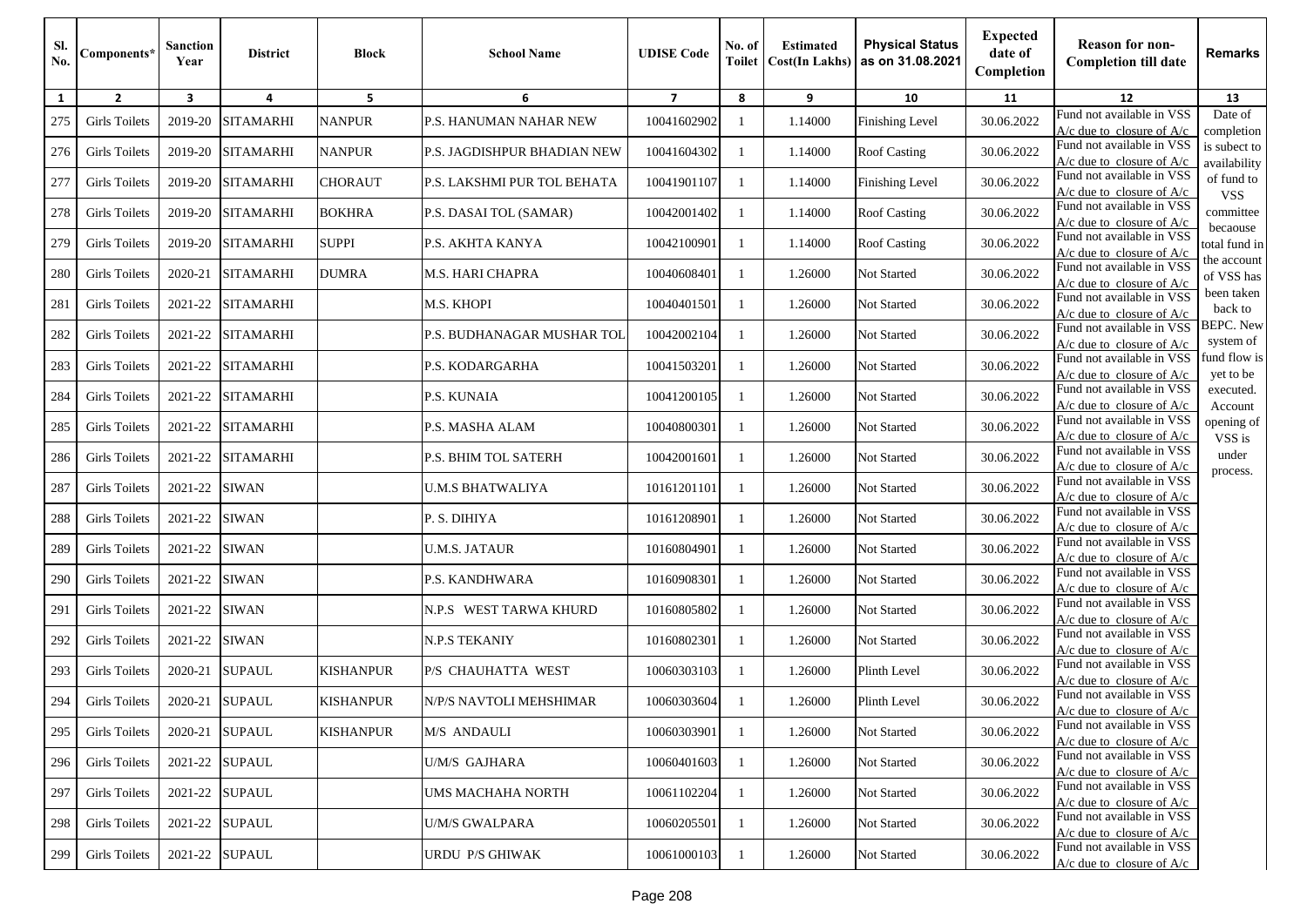| Sl. No. | Components* | Sanction Year | District | Block | School Name | UDISE Code | No. of Toilet | Estimated Cost(In Lakhs) | Physical Status as on 31.08.2021 | Expected date of Completion | Reason for non-Completion till date | Remarks |
|---|---|---|---|---|---|---|---|---|---|---|---|---|
| 1 | 2 | 3 | 4 | 5 | 6 | 7 | 8 | 9 | 10 | 11 | 12 | 13 |
| 275 | Girls Toilets | 2019-20 | SITAMARHI | NANPUR | P.S. HANUMAN NAHAR NEW | 10041602902 | 1 | 1.14000 | Finishing Level | 30.06.2022 | Fund not available in VSS A/c due to closure of A/c | Date of completion is subject to availability of fund to VSS committee becaouse total fund in the account of VSS has been taken back to BEPC. New system of fund flow is yet to be executed. Account opening of VSS is under process. |
| 276 | Girls Toilets | 2019-20 | SITAMARHI | NANPUR | P.S. JAGDISHPUR BHADIAN NEW | 10041604302 | 1 | 1.14000 | Roof Casting | 30.06.2022 | Fund not available in VSS A/c due to closure of A/c | |
| 277 | Girls Toilets | 2019-20 | SITAMARHI | CHORAUT | P.S. LAKSHMI PUR TOL BEHATA | 10041901107 | 1 | 1.14000 | Finishing Level | 30.06.2022 | Fund not available in VSS A/c due to closure of A/c | |
| 278 | Girls Toilets | 2019-20 | SITAMARHI | BOKHRA | P.S. DASAI TOL (SAMAR) | 10042001402 | 1 | 1.14000 | Roof Casting | 30.06.2022 | Fund not available in VSS A/c due to closure of A/c | |
| 279 | Girls Toilets | 2019-20 | SITAMARHI | SUPPI | P.S. AKHTA KANYA | 10042100901 | 1 | 1.14000 | Roof Casting | 30.06.2022 | Fund not available in VSS A/c due to closure of A/c | |
| 280 | Girls Toilets | 2020-21 | SITAMARHI | DUMRA | M.S. HARI CHAPRA | 10040608401 | 1 | 1.26000 | Not Started | 30.06.2022 | Fund not available in VSS A/c due to closure of A/c | |
| 281 | Girls Toilets | 2021-22 | SITAMARHI | | M.S. KHOPI | 10040401501 | 1 | 1.26000 | Not Started | 30.06.2022 | Fund not available in VSS A/c due to closure of A/c | |
| 282 | Girls Toilets | 2021-22 | SITAMARHI | | P.S. BUDHANAGAR MUSHAR TOL | 10042002104 | 1 | 1.26000 | Not Started | 30.06.2022 | Fund not available in VSS A/c due to closure of A/c | |
| 283 | Girls Toilets | 2021-22 | SITAMARHI | | P.S. KODARGARHA | 10041503201 | 1 | 1.26000 | Not Started | 30.06.2022 | Fund not available in VSS A/c due to closure of A/c | |
| 284 | Girls Toilets | 2021-22 | SITAMARHI | | P.S. KUNAIA | 10041200105 | 1 | 1.26000 | Not Started | 30.06.2022 | Fund not available in VSS A/c due to closure of A/c | |
| 285 | Girls Toilets | 2021-22 | SITAMARHI | | P.S. MASHA ALAM | 10040800301 | 1 | 1.26000 | Not Started | 30.06.2022 | Fund not available in VSS A/c due to closure of A/c | |
| 286 | Girls Toilets | 2021-22 | SITAMARHI | | P.S. BHIM TOL SATERH | 10042001601 | 1 | 1.26000 | Not Started | 30.06.2022 | Fund not available in VSS A/c due to closure of A/c | |
| 287 | Girls Toilets | 2021-22 | SIWAN | | U.M.S BHATWALIYA | 10161201101 | 1 | 1.26000 | Not Started | 30.06.2022 | Fund not available in VSS A/c due to closure of A/c | |
| 288 | Girls Toilets | 2021-22 | SIWAN | | P. S. DIHIYA | 10161208901 | 1 | 1.26000 | Not Started | 30.06.2022 | Fund not available in VSS A/c due to closure of A/c | |
| 289 | Girls Toilets | 2021-22 | SIWAN | | U.M.S. JATAUR | 10160804901 | 1 | 1.26000 | Not Started | 30.06.2022 | Fund not available in VSS A/c due to closure of A/c | |
| 290 | Girls Toilets | 2021-22 | SIWAN | | P.S. KANDHWARA | 10160908301 | 1 | 1.26000 | Not Started | 30.06.2022 | Fund not available in VSS A/c due to closure of A/c | |
| 291 | Girls Toilets | 2021-22 | SIWAN | | N.P.S WEST TARWA KHURD | 10160805802 | 1 | 1.26000 | Not Started | 30.06.2022 | Fund not available in VSS A/c due to closure of A/c | |
| 292 | Girls Toilets | 2021-22 | SIWAN | | N.P.S TEKANIY | 10160802301 | 1 | 1.26000 | Not Started | 30.06.2022 | Fund not available in VSS A/c due to closure of A/c | |
| 293 | Girls Toilets | 2020-21 | SUPAUL | KISHANPUR | P/S CHAUHATTA WEST | 10060303103 | 1 | 1.26000 | Plinth Level | 30.06.2022 | Fund not available in VSS A/c due to closure of A/c | |
| 294 | Girls Toilets | 2020-21 | SUPAUL | KISHANPUR | N/P/S NAVTOLI MEHSHIMAR | 10060303604 | 1 | 1.26000 | Plinth Level | 30.06.2022 | Fund not available in VSS A/c due to closure of A/c | |
| 295 | Girls Toilets | 2020-21 | SUPAUL | KISHANPUR | M/S ANDAULI | 10060303901 | 1 | 1.26000 | Not Started | 30.06.2022 | Fund not available in VSS A/c due to closure of A/c | |
| 296 | Girls Toilets | 2021-22 | SUPAUL | | U/M/S GAJHARA | 10060401603 | 1 | 1.26000 | Not Started | 30.06.2022 | Fund not available in VSS A/c due to closure of A/c | |
| 297 | Girls Toilets | 2021-22 | SUPAUL | | UMS MACHAHA NORTH | 10061102204 | 1 | 1.26000 | Not Started | 30.06.2022 | Fund not available in VSS A/c due to closure of A/c | |
| 298 | Girls Toilets | 2021-22 | SUPAUL | | U/M/S GWALPARA | 10060205501 | 1 | 1.26000 | Not Started | 30.06.2022 | Fund not available in VSS A/c due to closure of A/c | |
| 299 | Girls Toilets | 2021-22 | SUPAUL | | URDU P/S GHIWAK | 10061000103 | 1 | 1.26000 | Not Started | 30.06.2022 | Fund not available in VSS A/c due to closure of A/c | |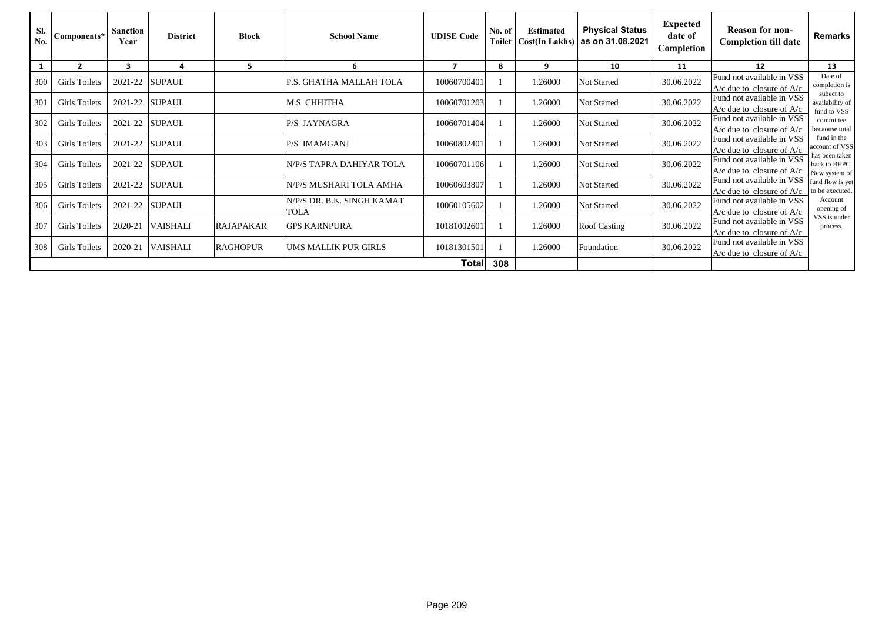| Sl. No. | Components* | Sanction Year | District | Block | School Name | UDISE Code | No. of Toilet | Estimated Cost(In Lakhs) | Physical Status as on 31.08.2021 | Expected date of Completion | Reason for non-Completion till date | Remarks |
|---|---|---|---|---|---|---|---|---|---|---|---|---|
| 1 | 2 | 3 | 4 | 5 | 6 | 7 | 8 | 9 | 10 | 11 | 12 | 13 |
| 300 | Girls Toilets | 2021-22 | SUPAUL | | P.S. GHATHA MALLAH TOLA | 10060700401 | 1 | 1.26000 | Not Started | 30.06.2022 | Fund not available in VSS A/c due to closure of A/c | Date of completion is subect to availability of fund to VSS committee becaouse total fund in the account of VSS has been taken back to BEPC. New system of fund flow is yet to be executed. Account opening of VSS is under process. |
| 301 | Girls Toilets | 2021-22 | SUPAUL | | M.S CHHITHA | 10060701203 | 1 | 1.26000 | Not Started | 30.06.2022 | Fund not available in VSS A/c due to closure of A/c | |
| 302 | Girls Toilets | 2021-22 | SUPAUL | | P/S JAYNAGRA | 10060701404 | 1 | 1.26000 | Not Started | 30.06.2022 | Fund not available in VSS A/c due to closure of A/c | |
| 303 | Girls Toilets | 2021-22 | SUPAUL | | P/S IMAMGANJ | 10060802401 | 1 | 1.26000 | Not Started | 30.06.2022 | Fund not available in VSS A/c due to closure of A/c | |
| 304 | Girls Toilets | 2021-22 | SUPAUL | | N/P/S TAPRA DAHIYAR TOLA | 10060701106 | 1 | 1.26000 | Not Started | 30.06.2022 | Fund not available in VSS A/c due to closure of A/c | |
| 305 | Girls Toilets | 2021-22 | SUPAUL | | N/P/S MUSHARI TOLA AMHA | 10060603807 | 1 | 1.26000 | Not Started | 30.06.2022 | Fund not available in VSS A/c due to closure of A/c | |
| 306 | Girls Toilets | 2021-22 | SUPAUL | | N/P/S DR. B.K. SINGH KAMAT TOLA | 10060105602 | 1 | 1.26000 | Not Started | 30.06.2022 | Fund not available in VSS A/c due to closure of A/c | |
| 307 | Girls Toilets | 2020-21 | VAISHALI | RAJAPAKAR | GPS KARNPURA | 10181002601 | 1 | 1.26000 | Roof Casting | 30.06.2022 | Fund not available in VSS A/c due to closure of A/c | |
| 308 | Girls Toilets | 2020-21 | VAISHALI | RAGHOPUR | UMS MALLIK PUR GIRLS | 10181301501 | 1 | 1.26000 | Foundation | 30.06.2022 | Fund not available in VSS A/c due to closure of A/c | |
| | | | | | | **Total** | **308** | | | | | |